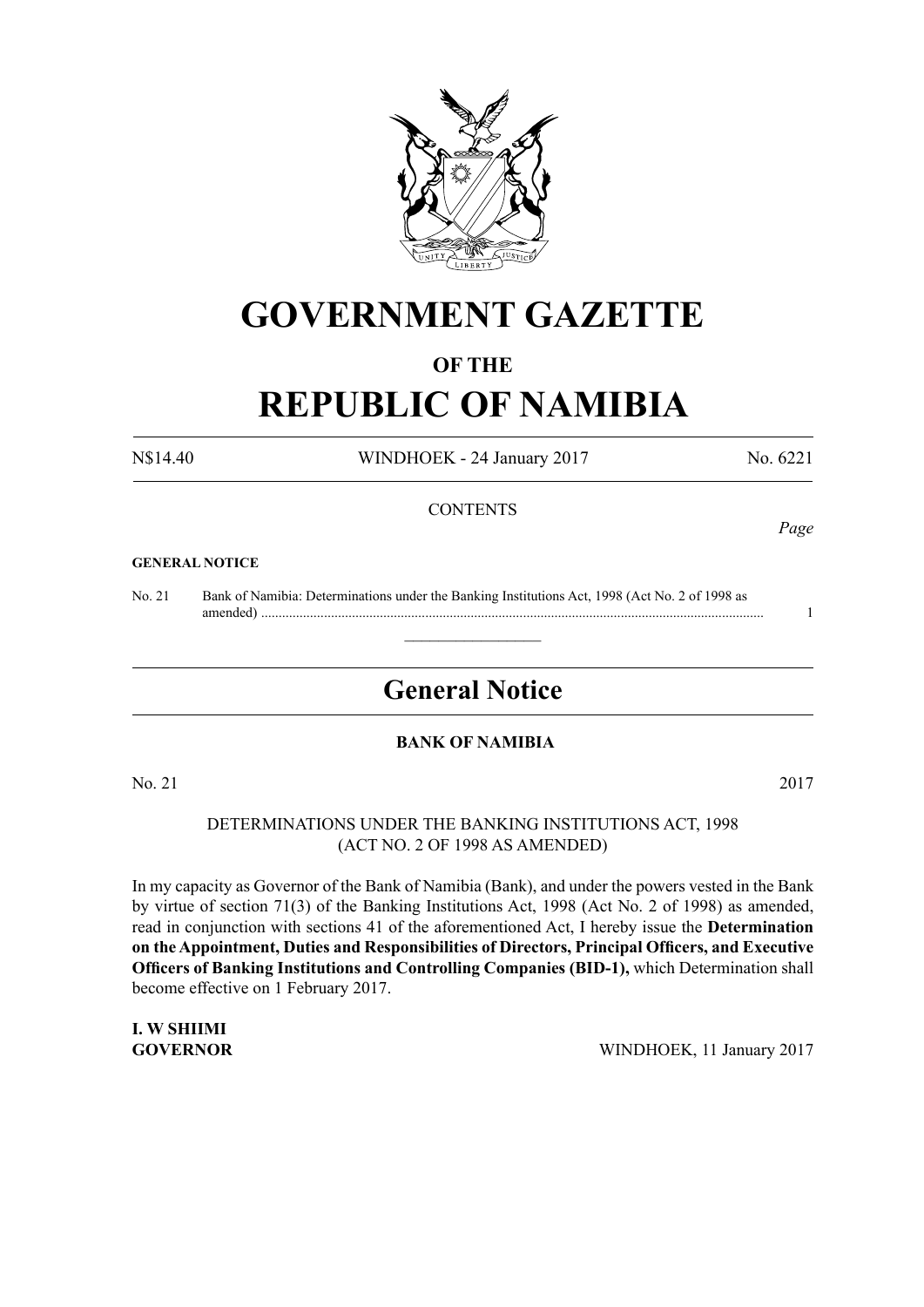# GOVERNMENT GAZETTE

## OF THE

# REPUBLIC OF NAMIBIA

N$14.40 WINDHOEK - 24 January 2017 No. 6221

CONTENTS

*Page*

**GENERAL NOTICE**

No. 21 Bank of Namibia: Determinations under the Banking Institutions Act, 1998 (Act No. 2 of 1998 as amended) ............................................................................................................................................ 1

---

## General Notice

**BANK OF NAMIBIA**

No. 21 2017

DETERMINATIONS UNDER THE BANKING INSTITUTIONS ACT, 1998
(ACT NO. 2 OF 1998 AS AMENDED)

In my capacity as Governor of the Bank of Namibia (Bank), and under the powers vested in the Bank by virtue of section 71(3) of the Banking Institutions Act, 1998 (Act No. 2 of 1998) as amended, read in conjunction with sections 41 of the aforementioned Act, I hereby issue the **Determination on the Appointment, Duties and Responsibilities of Directors, Principal Officers, and Executive Officers of Banking Institutions and Controlling Companies (BID-1),** which Determination shall become effective on 1 February 2017.

**I. W SHIIMI**
**GOVERNOR** WINDHOEK, 11 January 2017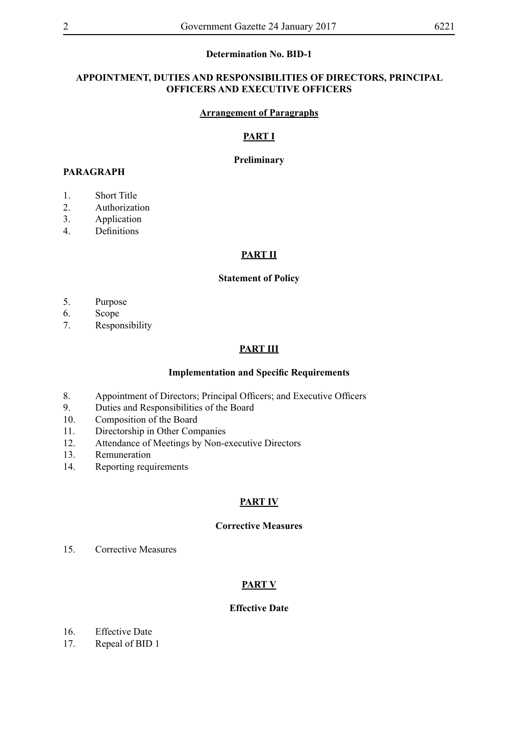**Determination No. BID-1**

**APPOINTMENT, DUTIES AND RESPONSIBILITIES OF DIRECTORS, PRINCIPAL OFFICERS AND EXECUTIVE OFFICERS**

**Arrangement of Paragraphs**

**PART I**

**Preliminary**

**PARAGRAPH**

1. Short Title
2. Authorization
3. Application
4. Definitions

**PART II**

**Statement of Policy**

5. Purpose
6. Scope
7. Responsibility

**PART III**

**Implementation and Specific Requirements**

8. Appointment of Directors; Principal Officers; and Executive Officers
9. Duties and Responsibilities of the Board
10. Composition of the Board
11. Directorship in Other Companies
12. Attendance of Meetings by Non-executive Directors
13. Remuneration
14. Reporting requirements

**PART IV**

**Corrective Measures**

15. Corrective Measures

**PART V**

**Effective Date**

16. Effective Date
17. Repeal of BID 1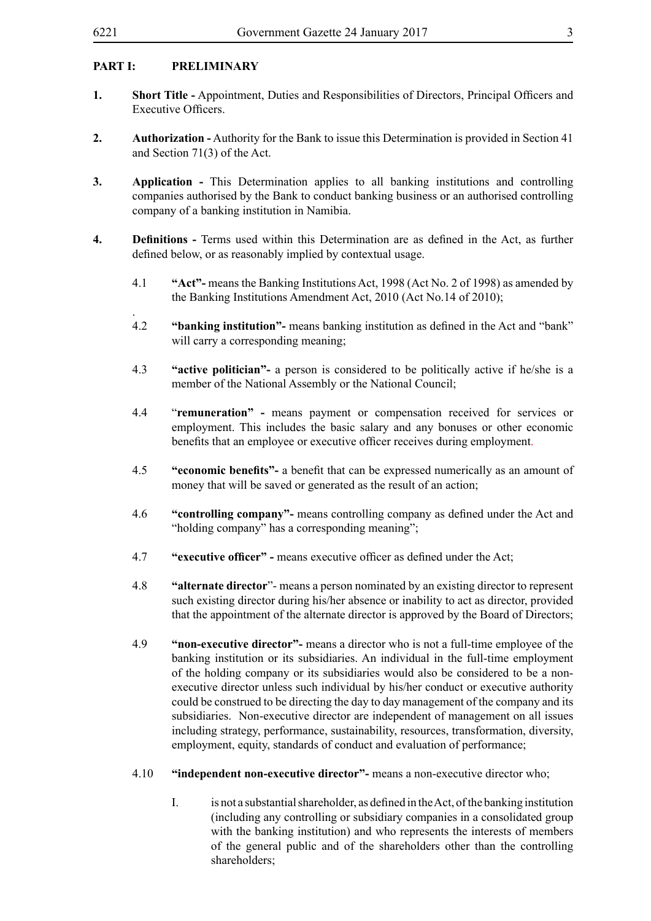## PART I: PRELIMINARY

**1.** **Short Title -** Appointment, Duties and Responsibilities of Directors, Principal Officers and Executive Officers.

**2.** **Authorization -** Authority for the Bank to issue this Determination is provided in Section 41 and Section 71(3) of the Act.

**3.** **Application -** This Determination applies to all banking institutions and controlling companies authorised by the Bank to conduct banking business or an authorised controlling company of a banking institution in Namibia.

**4.** **Definitions -** Terms used within this Determination are as defined in the Act, as further defined below, or as reasonably implied by contextual usage.

4.1 **"Act"-** means the Banking Institutions Act, 1998 (Act No. 2 of 1998) as amended by the Banking Institutions Amendment Act, 2010 (Act No.14 of 2010);

4.2 **"banking institution"-** means banking institution as defined in the Act and "bank" will carry a corresponding meaning;

4.3 **"active politician"-** a person is considered to be politically active if he/she is a member of the National Assembly or the National Council;

4.4 "**remuneration" -** means payment or compensation received for services or employment. This includes the basic salary and any bonuses or other economic benefits that an employee or executive officer receives during employment.

4.5 **"economic benefits"-** a benefit that can be expressed numerically as an amount of money that will be saved or generated as the result of an action;

4.6 **"controlling company"-** means controlling company as defined under the Act and "holding company" has a corresponding meaning";

4.7 **"executive officer" -** means executive officer as defined under the Act;

4.8 **"alternate director**"- means a person nominated by an existing director to represent such existing director during his/her absence or inability to act as director, provided that the appointment of the alternate director is approved by the Board of Directors;

4.9 **"non-executive director"-** means a director who is not a full-time employee of the banking institution or its subsidiaries. An individual in the full-time employment of the holding company or its subsidiaries would also be considered to be a non-executive director unless such individual by his/her conduct or executive authority could be construed to be directing the day to day management of the company and its subsidiaries. Non-executive director are independent of management on all issues including strategy, performance, sustainability, resources, transformation, diversity, employment, equity, standards of conduct and evaluation of performance;

4.10 **"independent non-executive director"-** means a non-executive director who;

I. is not a substantial shareholder, as defined in the Act, of the banking institution (including any controlling or subsidiary companies in a consolidated group with the banking institution) and who represents the interests of members of the general public and of the shareholders other than the controlling shareholders;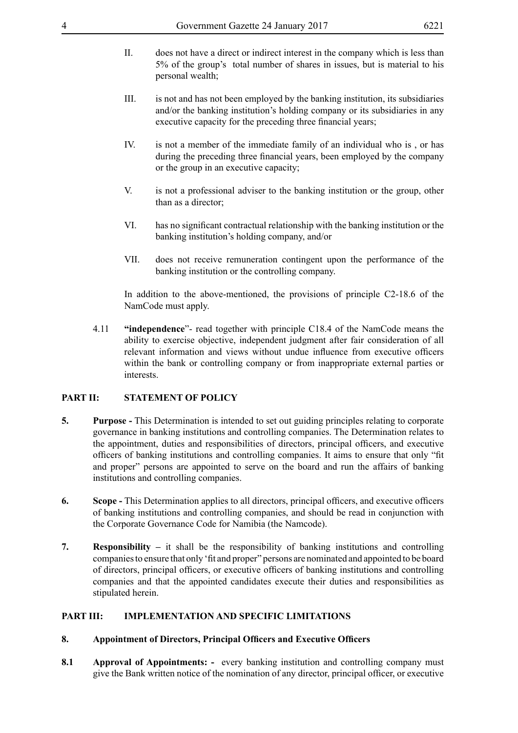II. does not have a direct or indirect interest in the company which is less than 5% of the group's total number of shares in issues, but is material to his personal wealth;

III. is not and has not been employed by the banking institution, its subsidiaries and/or the banking institution's holding company or its subsidiaries in any executive capacity for the preceding three financial years;

IV. is not a member of the immediate family of an individual who is , or has during the preceding three financial years, been employed by the company or the group in an executive capacity;

V. is not a professional adviser to the banking institution or the group, other than as a director;

VI. has no significant contractual relationship with the banking institution or the banking institution's holding company, and/or

VII. does not receive remuneration contingent upon the performance of the banking institution or the controlling company.

In addition to the above-mentioned, the provisions of principle C2-18.6 of the NamCode must apply.

4.11 **"independence**"- read together with principle C18.4 of the NamCode means the ability to exercise objective, independent judgment after fair consideration of all relevant information and views without undue influence from executive officers within the bank or controlling company or from inappropriate external parties or interests.

## PART II: STATEMENT OF POLICY

**5. Purpose -** This Determination is intended to set out guiding principles relating to corporate governance in banking institutions and controlling companies. The Determination relates to the appointment, duties and responsibilities of directors, principal officers, and executive officers of banking institutions and controlling companies. It aims to ensure that only "fit and proper" persons are appointed to serve on the board and run the affairs of banking institutions and controlling companies.

**6. Scope -** This Determination applies to all directors, principal officers, and executive officers of banking institutions and controlling companies, and should be read in conjunction with the Corporate Governance Code for Namibia (the Namcode).

**7. Responsibility –** it shall be the responsibility of banking institutions and controlling companies to ensure that only 'fit and proper" persons are nominated and appointed to be board of directors, principal officers, or executive officers of banking institutions and controlling companies and that the appointed candidates execute their duties and responsibilities as stipulated herein.

## PART III: IMPLEMENTATION AND SPECIFIC LIMITATIONS

### 8. Appointment of Directors, Principal Officers and Executive Officers

**8.1 Approval of Appointments: -** every banking institution and controlling company must give the Bank written notice of the nomination of any director, principal officer, or executive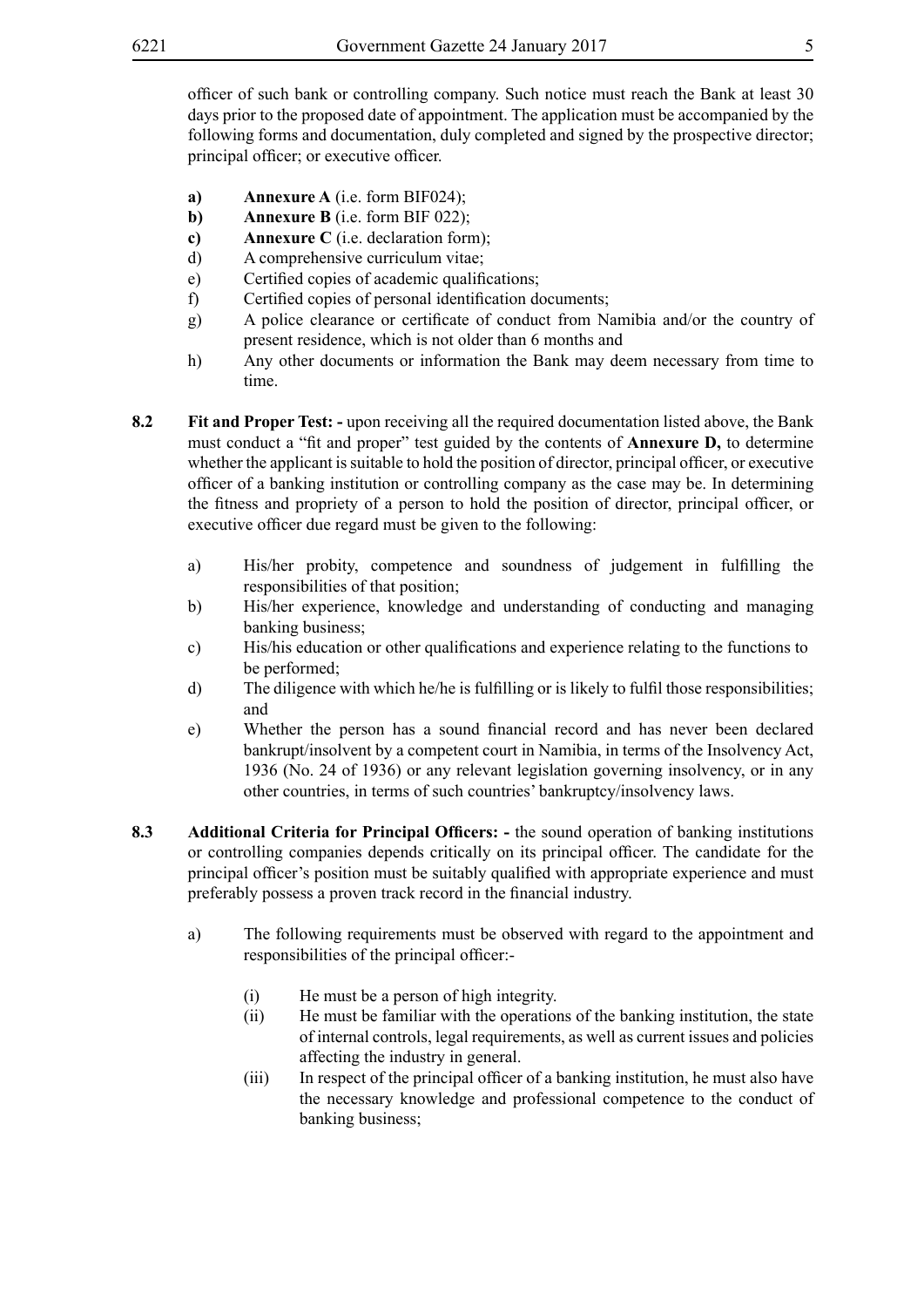officer of such bank or controlling company. Such notice must reach the Bank at least 30 days prior to the proposed date of appointment. The application must be accompanied by the following forms and documentation, duly completed and signed by the prospective director; principal officer; or executive officer.

- **a)** **Annexure A** (i.e. form BIF024);
- **b)** **Annexure B** (i.e. form BIF 022);
- **c)** **Annexure C** (i.e. declaration form);
- d) A comprehensive curriculum vitae;
- e) Certified copies of academic qualifications;
- f) Certified copies of personal identification documents;
- g) A police clearance or certificate of conduct from Namibia and/or the country of present residence, which is not older than 6 months and
- h) Any other documents or information the Bank may deem necessary from time to time.

**8.2** **Fit and Proper Test: -** upon receiving all the required documentation listed above, the Bank must conduct a "fit and proper" test guided by the contents of **Annexure D,** to determine whether the applicant is suitable to hold the position of director, principal officer, or executive officer of a banking institution or controlling company as the case may be. In determining the fitness and propriety of a person to hold the position of director, principal officer, or executive officer due regard must be given to the following:

- a) His/her probity, competence and soundness of judgement in fulfilling the responsibilities of that position;
- b) His/her experience, knowledge and understanding of conducting and managing banking business;
- c) His/his education or other qualifications and experience relating to the functions to be performed;
- d) The diligence with which he/he is fulfilling or is likely to fulfil those responsibilities; and
- e) Whether the person has a sound financial record and has never been declared bankrupt/insolvent by a competent court in Namibia, in terms of the Insolvency Act, 1936 (No. 24 of 1936) or any relevant legislation governing insolvency, or in any other countries, in terms of such countries' bankruptcy/insolvency laws.

**8.3** **Additional Criteria for Principal Officers: -** the sound operation of banking institutions or controlling companies depends critically on its principal officer. The candidate for the principal officer's position must be suitably qualified with appropriate experience and must preferably possess a proven track record in the financial industry.

- a) The following requirements must be observed with regard to the appointment and responsibilities of the principal officer:-
  - (i) He must be a person of high integrity.
  - (ii) He must be familiar with the operations of the banking institution, the state of internal controls, legal requirements, as well as current issues and policies affecting the industry in general.
  - (iii) In respect of the principal officer of a banking institution, he must also have the necessary knowledge and professional competence to the conduct of banking business;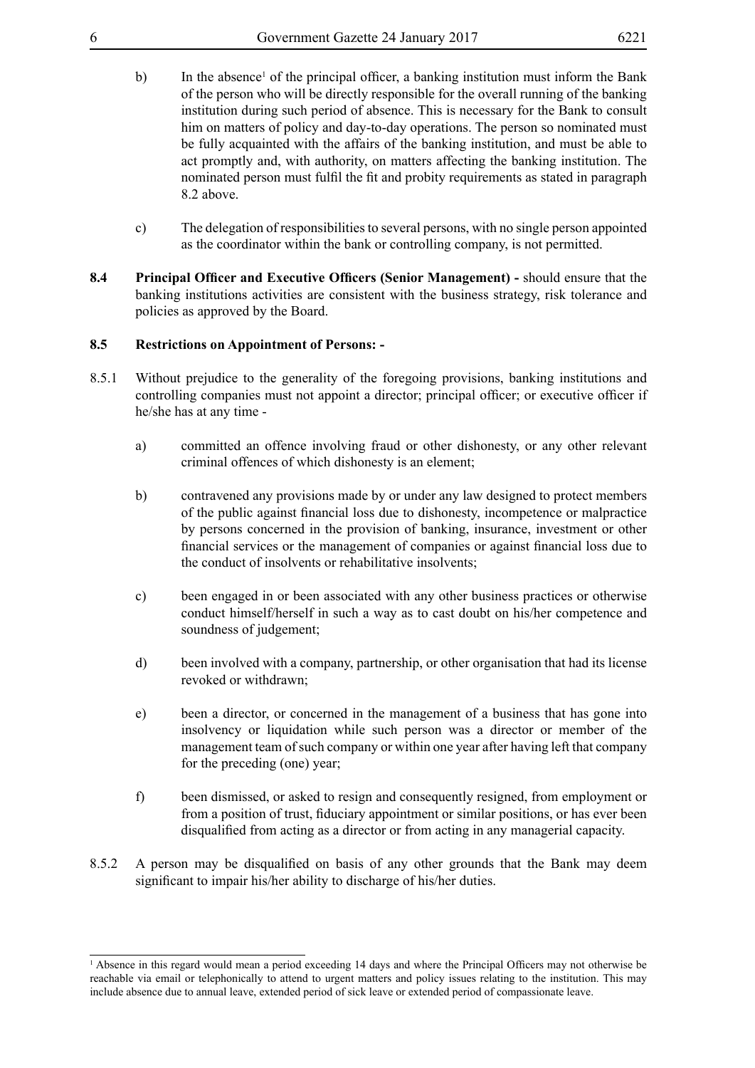b) In the absence[1] of the principal officer, a banking institution must inform the Bank of the person who will be directly responsible for the overall running of the banking institution during such period of absence. This is necessary for the Bank to consult him on matters of policy and day-to-day operations. The person so nominated must be fully acquainted with the affairs of the banking institution, and must be able to act promptly and, with authority, on matters affecting the banking institution. The nominated person must fulfil the fit and probity requirements as stated in paragraph 8.2 above.

c) The delegation of responsibilities to several persons, with no single person appointed as the coordinator within the bank or controlling company, is not permitted.

**8.4 Principal Officer and Executive Officers (Senior Management) -** should ensure that the banking institutions activities are consistent with the business strategy, risk tolerance and policies as approved by the Board.

**8.5 Restrictions on Appointment of Persons: -**

8.5.1 Without prejudice to the generality of the foregoing provisions, banking institutions and controlling companies must not appoint a director; principal officer; or executive officer if he/she has at any time -

a) committed an offence involving fraud or other dishonesty, or any other relevant criminal offences of which dishonesty is an element;

b) contravened any provisions made by or under any law designed to protect members of the public against financial loss due to dishonesty, incompetence or malpractice by persons concerned in the provision of banking, insurance, investment or other financial services or the management of companies or against financial loss due to the conduct of insolvents or rehabilitative insolvents;

c) been engaged in or been associated with any other business practices or otherwise conduct himself/herself in such a way as to cast doubt on his/her competence and soundness of judgement;

d) been involved with a company, partnership, or other organisation that had its license revoked or withdrawn;

e) been a director, or concerned in the management of a business that has gone into insolvency or liquidation while such person was a director or member of the management team of such company or within one year after having left that company for the preceding (one) year;

f) been dismissed, or asked to resign and consequently resigned, from employment or from a position of trust, fiduciary appointment or similar positions, or has ever been disqualified from acting as a director or from acting in any managerial capacity.

8.5.2 A person may be disqualified on basis of any other grounds that the Bank may deem significant to impair his/her ability to discharge of his/her duties.

---

[1] Absence in this regard would mean a period exceeding 14 days and where the Principal Officers may not otherwise be reachable via email or telephonically to attend to urgent matters and policy issues relating to the institution. This may include absence due to annual leave, extended period of sick leave or extended period of compassionate leave.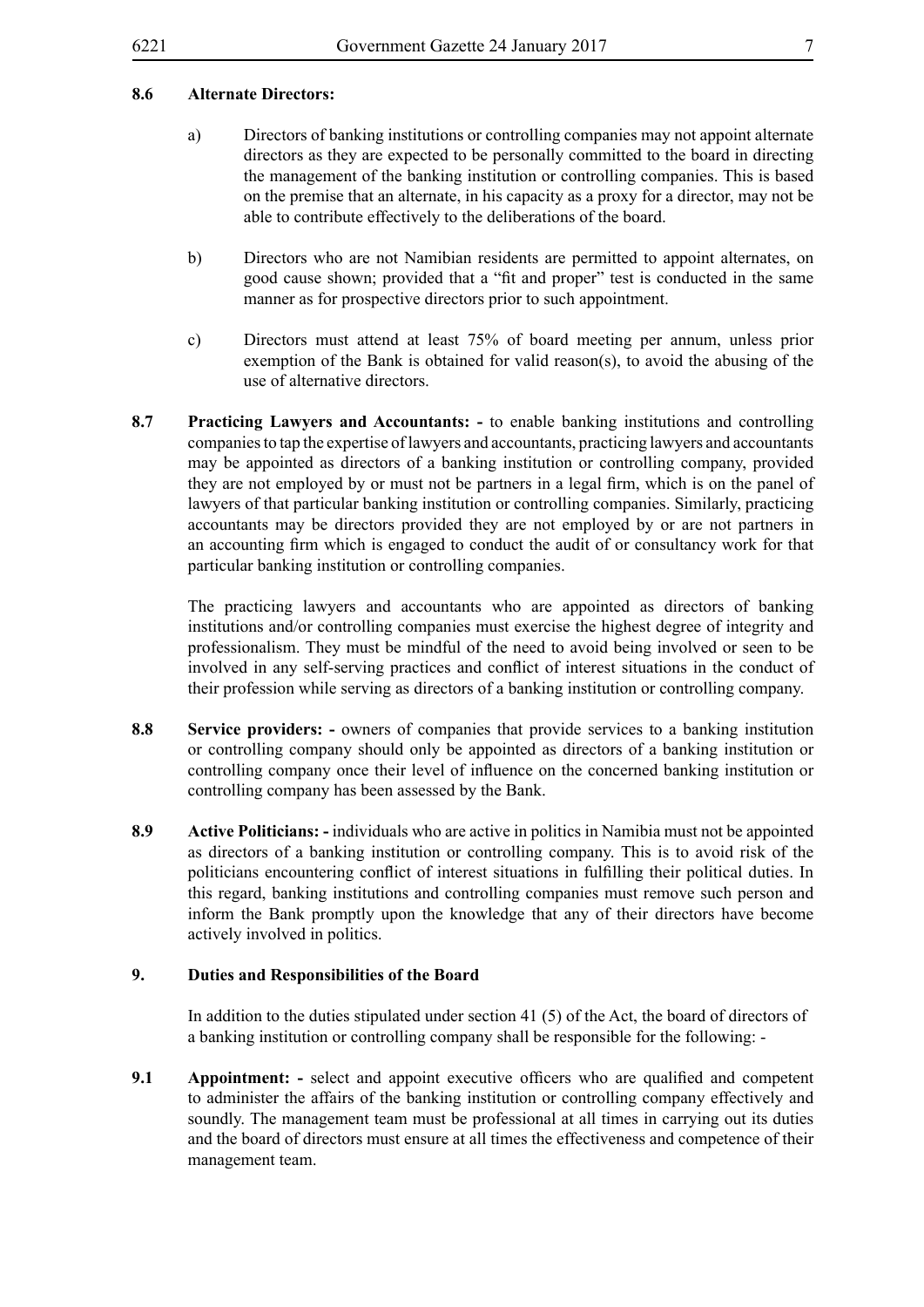**8.6 Alternate Directors:**

a) Directors of banking institutions or controlling companies may not appoint alternate directors as they are expected to be personally committed to the board in directing the management of the banking institution or controlling companies. This is based on the premise that an alternate, in his capacity as a proxy for a director, may not be able to contribute effectively to the deliberations of the board.

b) Directors who are not Namibian residents are permitted to appoint alternates, on good cause shown; provided that a "fit and proper" test is conducted in the same manner as for prospective directors prior to such appointment.

c) Directors must attend at least 75% of board meeting per annum, unless prior exemption of the Bank is obtained for valid reason(s), to avoid the abusing of the use of alternative directors.

**8.7 Practicing Lawyers and Accountants: -** to enable banking institutions and controlling companies to tap the expertise of lawyers and accountants, practicing lawyers and accountants may be appointed as directors of a banking institution or controlling company, provided they are not employed by or must not be partners in a legal firm, which is on the panel of lawyers of that particular banking institution or controlling companies. Similarly, practicing accountants may be directors provided they are not employed by or are not partners in an accounting firm which is engaged to conduct the audit of or consultancy work for that particular banking institution or controlling companies.

The practicing lawyers and accountants who are appointed as directors of banking institutions and/or controlling companies must exercise the highest degree of integrity and professionalism. They must be mindful of the need to avoid being involved or seen to be involved in any self-serving practices and conflict of interest situations in the conduct of their profession while serving as directors of a banking institution or controlling company.

**8.8 Service providers: -** owners of companies that provide services to a banking institution or controlling company should only be appointed as directors of a banking institution or controlling company once their level of influence on the concerned banking institution or controlling company has been assessed by the Bank.

**8.9 Active Politicians: -** individuals who are active in politics in Namibia must not be appointed as directors of a banking institution or controlling company. This is to avoid risk of the politicians encountering conflict of interest situations in fulfilling their political duties. In this regard, banking institutions and controlling companies must remove such person and inform the Bank promptly upon the knowledge that any of their directors have become actively involved in politics.

## 9. Duties and Responsibilities of the Board

In addition to the duties stipulated under section 41 (5) of the Act, the board of directors of a banking institution or controlling company shall be responsible for the following: -

**9.1 Appointment: -** select and appoint executive officers who are qualified and competent to administer the affairs of the banking institution or controlling company effectively and soundly. The management team must be professional at all times in carrying out its duties and the board of directors must ensure at all times the effectiveness and competence of their management team.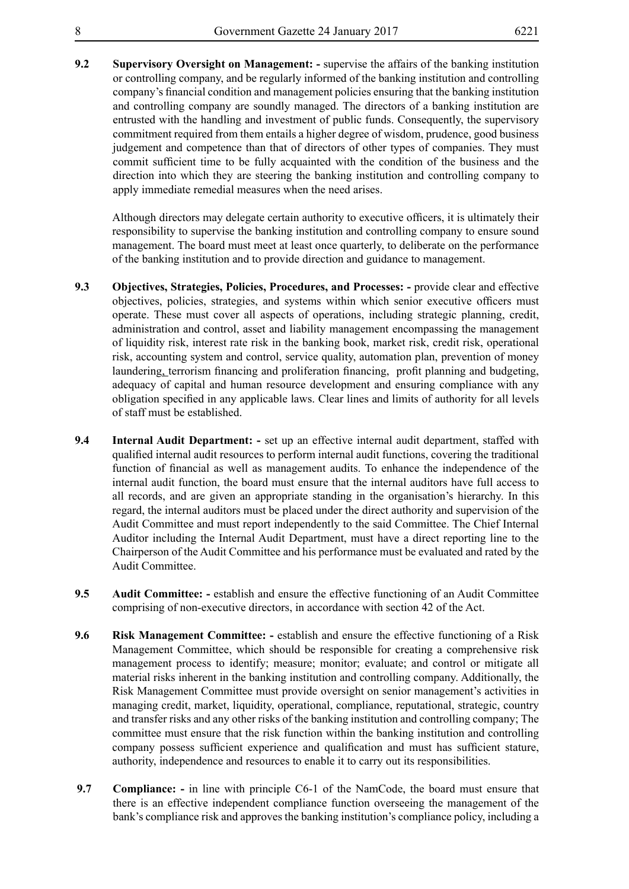**9.2 Supervisory Oversight on Management: -** supervise the affairs of the banking institution or controlling company, and be regularly informed of the banking institution and controlling company's financial condition and management policies ensuring that the banking institution and controlling company are soundly managed. The directors of a banking institution are entrusted with the handling and investment of public funds. Consequently, the supervisory commitment required from them entails a higher degree of wisdom, prudence, good business judgement and competence than that of directors of other types of companies. They must commit sufficient time to be fully acquainted with the condition of the business and the direction into which they are steering the banking institution and controlling company to apply immediate remedial measures when the need arises.

Although directors may delegate certain authority to executive officers, it is ultimately their responsibility to supervise the banking institution and controlling company to ensure sound management. The board must meet at least once quarterly, to deliberate on the performance of the banking institution and to provide direction and guidance to management.

**9.3 Objectives, Strategies, Policies, Procedures, and Processes: -** provide clear and effective objectives, policies, strategies, and systems within which senior executive officers must operate. These must cover all aspects of operations, including strategic planning, credit, administration and control, asset and liability management encompassing the management of liquidity risk, interest rate risk in the banking book, market risk, credit risk, operational risk, accounting system and control, service quality, automation plan, prevention of money laundering, terrorism financing and proliferation financing, profit planning and budgeting, adequacy of capital and human resource development and ensuring compliance with any obligation specified in any applicable laws. Clear lines and limits of authority for all levels of staff must be established.

**9.4 Internal Audit Department: -** set up an effective internal audit department, staffed with qualified internal audit resources to perform internal audit functions, covering the traditional function of financial as well as management audits. To enhance the independence of the internal audit function, the board must ensure that the internal auditors have full access to all records, and are given an appropriate standing in the organisation's hierarchy. In this regard, the internal auditors must be placed under the direct authority and supervision of the Audit Committee and must report independently to the said Committee. The Chief Internal Auditor including the Internal Audit Department, must have a direct reporting line to the Chairperson of the Audit Committee and his performance must be evaluated and rated by the Audit Committee.

**9.5 Audit Committee: -** establish and ensure the effective functioning of an Audit Committee comprising of non-executive directors, in accordance with section 42 of the Act.

**9.6 Risk Management Committee: -** establish and ensure the effective functioning of a Risk Management Committee, which should be responsible for creating a comprehensive risk management process to identify; measure; monitor; evaluate; and control or mitigate all material risks inherent in the banking institution and controlling company. Additionally, the Risk Management Committee must provide oversight on senior management's activities in managing credit, market, liquidity, operational, compliance, reputational, strategic, country and transfer risks and any other risks of the banking institution and controlling company; The committee must ensure that the risk function within the banking institution and controlling company possess sufficient experience and qualification and must has sufficient stature, authority, independence and resources to enable it to carry out its responsibilities.

**9.7 Compliance: -** in line with principle C6-1 of the NamCode, the board must ensure that there is an effective independent compliance function overseeing the management of the bank's compliance risk and approves the banking institution's compliance policy, including a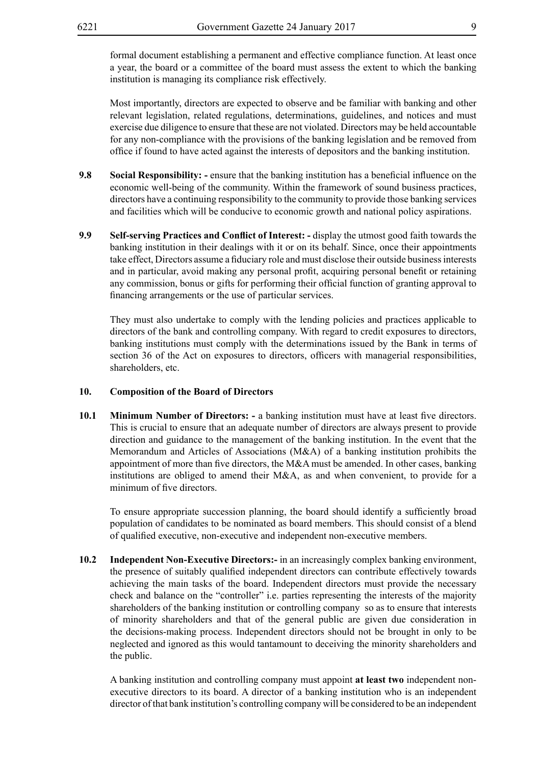formal document establishing a permanent and effective compliance function. At least once a year, the board or a committee of the board must assess the extent to which the banking institution is managing its compliance risk effectively.

Most importantly, directors are expected to observe and be familiar with banking and other relevant legislation, related regulations, determinations, guidelines, and notices and must exercise due diligence to ensure that these are not violated. Directors may be held accountable for any non-compliance with the provisions of the banking legislation and be removed from office if found to have acted against the interests of depositors and the banking institution.

**9.8 Social Responsibility: -** ensure that the banking institution has a beneficial influence on the economic well-being of the community. Within the framework of sound business practices, directors have a continuing responsibility to the community to provide those banking services and facilities which will be conducive to economic growth and national policy aspirations.

**9.9 Self-serving Practices and Conflict of Interest: -** display the utmost good faith towards the banking institution in their dealings with it or on its behalf. Since, once their appointments take effect, Directors assume a fiduciary role and must disclose their outside business interests and in particular, avoid making any personal profit, acquiring personal benefit or retaining any commission, bonus or gifts for performing their official function of granting approval to financing arrangements or the use of particular services.

They must also undertake to comply with the lending policies and practices applicable to directors of the bank and controlling company. With regard to credit exposures to directors, banking institutions must comply with the determinations issued by the Bank in terms of section 36 of the Act on exposures to directors, officers with managerial responsibilities, shareholders, etc.

## 10. Composition of the Board of Directors

**10.1 Minimum Number of Directors: -** a banking institution must have at least five directors. This is crucial to ensure that an adequate number of directors are always present to provide direction and guidance to the management of the banking institution. In the event that the Memorandum and Articles of Associations (M&A) of a banking institution prohibits the appointment of more than five directors, the M&A must be amended. In other cases, banking institutions are obliged to amend their M&A, as and when convenient, to provide for a minimum of five directors.

To ensure appropriate succession planning, the board should identify a sufficiently broad population of candidates to be nominated as board members. This should consist of a blend of qualified executive, non-executive and independent non-executive members.

**10.2 Independent Non-Executive Directors:-** in an increasingly complex banking environment, the presence of suitably qualified independent directors can contribute effectively towards achieving the main tasks of the board. Independent directors must provide the necessary check and balance on the "controller" i.e. parties representing the interests of the majority shareholders of the banking institution or controlling company so as to ensure that interests of minority shareholders and that of the general public are given due consideration in the decisions-making process. Independent directors should not be brought in only to be neglected and ignored as this would tantamount to deceiving the minority shareholders and the public.

A banking institution and controlling company must appoint **at least two** independent non-executive directors to its board. A director of a banking institution who is an independent director of that bank institution's controlling company will be considered to be an independent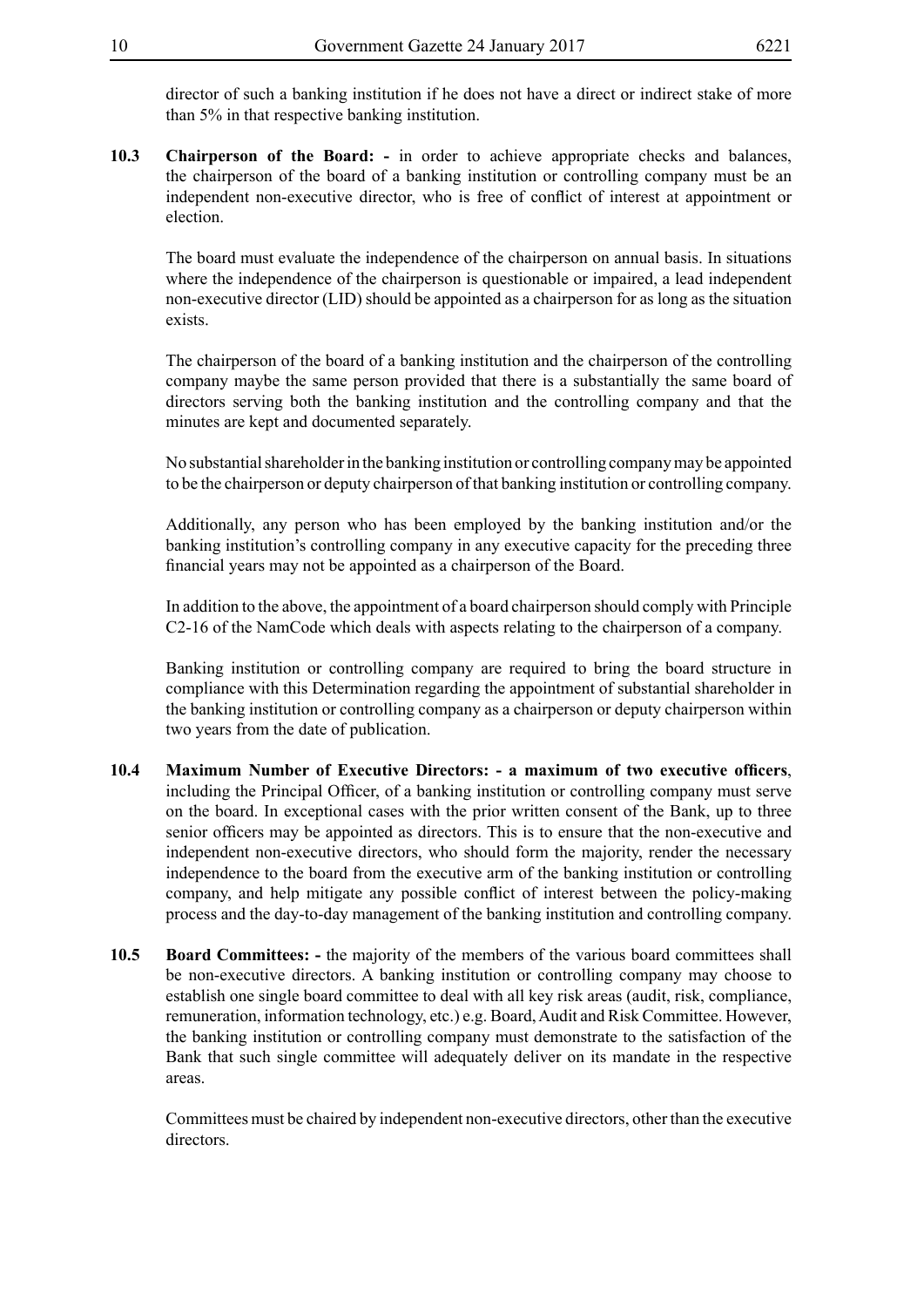director of such a banking institution if he does not have a direct or indirect stake of more than 5% in that respective banking institution.

**10.3 Chairperson of the Board: -** in order to achieve appropriate checks and balances, the chairperson of the board of a banking institution or controlling company must be an independent non-executive director, who is free of conflict of interest at appointment or election.

The board must evaluate the independence of the chairperson on annual basis. In situations where the independence of the chairperson is questionable or impaired, a lead independent non-executive director (LID) should be appointed as a chairperson for as long as the situation exists.

The chairperson of the board of a banking institution and the chairperson of the controlling company maybe the same person provided that there is a substantially the same board of directors serving both the banking institution and the controlling company and that the minutes are kept and documented separately.

No substantial shareholder in the banking institution or controlling company may be appointed to be the chairperson or deputy chairperson of that banking institution or controlling company.

Additionally, any person who has been employed by the banking institution and/or the banking institution's controlling company in any executive capacity for the preceding three financial years may not be appointed as a chairperson of the Board.

In addition to the above, the appointment of a board chairperson should comply with Principle C2-16 of the NamCode which deals with aspects relating to the chairperson of a company.

Banking institution or controlling company are required to bring the board structure in compliance with this Determination regarding the appointment of substantial shareholder in the banking institution or controlling company as a chairperson or deputy chairperson within two years from the date of publication.

**10.4 Maximum Number of Executive Directors: - a maximum of two executive officers**, including the Principal Officer, of a banking institution or controlling company must serve on the board. In exceptional cases with the prior written consent of the Bank, up to three senior officers may be appointed as directors. This is to ensure that the non-executive and independent non-executive directors, who should form the majority, render the necessary independence to the board from the executive arm of the banking institution or controlling company, and help mitigate any possible conflict of interest between the policy-making process and the day-to-day management of the banking institution and controlling company.

**10.5 Board Committees: -** the majority of the members of the various board committees shall be non-executive directors. A banking institution or controlling company may choose to establish one single board committee to deal with all key risk areas (audit, risk, compliance, remuneration, information technology, etc.) e.g. Board, Audit and Risk Committee. However, the banking institution or controlling company must demonstrate to the satisfaction of the Bank that such single committee will adequately deliver on its mandate in the respective areas.

Committees must be chaired by independent non-executive directors, other than the executive directors.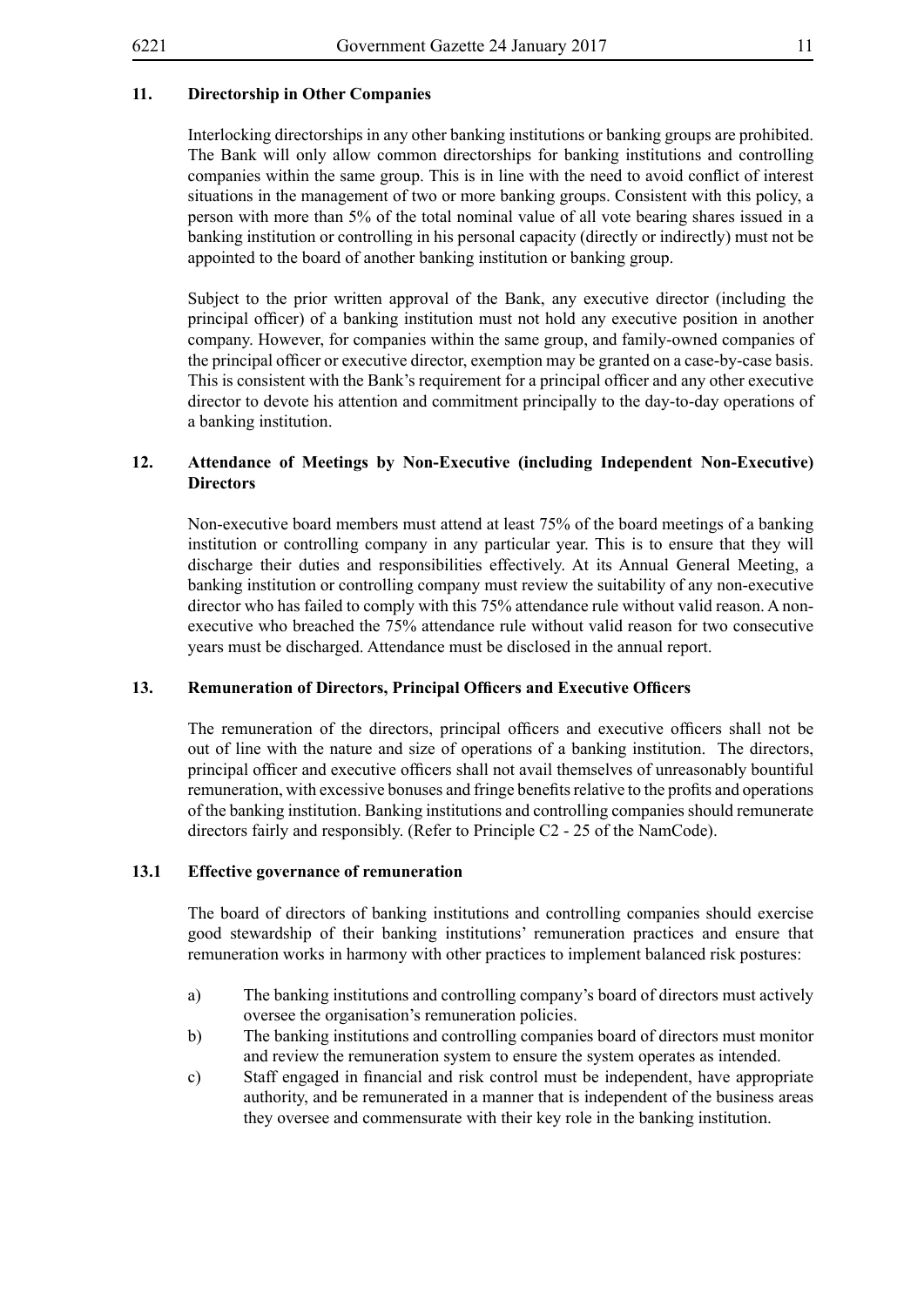## 11. Directorship in Other Companies

Interlocking directorships in any other banking institutions or banking groups are prohibited. The Bank will only allow common directorships for banking institutions and controlling companies within the same group. This is in line with the need to avoid conflict of interest situations in the management of two or more banking groups. Consistent with this policy, a person with more than 5% of the total nominal value of all vote bearing shares issued in a banking institution or controlling in his personal capacity (directly or indirectly) must not be appointed to the board of another banking institution or banking group.

Subject to the prior written approval of the Bank, any executive director (including the principal officer) of a banking institution must not hold any executive position in another company. However, for companies within the same group, and family-owned companies of the principal officer or executive director, exemption may be granted on a case-by-case basis. This is consistent with the Bank's requirement for a principal officer and any other executive director to devote his attention and commitment principally to the day-to-day operations of a banking institution.

## 12. Attendance of Meetings by Non-Executive (including Independent Non-Executive) Directors

Non-executive board members must attend at least 75% of the board meetings of a banking institution or controlling company in any particular year. This is to ensure that they will discharge their duties and responsibilities effectively. At its Annual General Meeting, a banking institution or controlling company must review the suitability of any non-executive director who has failed to comply with this 75% attendance rule without valid reason. A non-executive who breached the 75% attendance rule without valid reason for two consecutive years must be discharged. Attendance must be disclosed in the annual report.

## 13. Remuneration of Directors, Principal Officers and Executive Officers

The remuneration of the directors, principal officers and executive officers shall not be out of line with the nature and size of operations of a banking institution. The directors, principal officer and executive officers shall not avail themselves of unreasonably bountiful remuneration, with excessive bonuses and fringe benefits relative to the profits and operations of the banking institution. Banking institutions and controlling companies should remunerate directors fairly and responsibly. (Refer to Principle C2 - 25 of the NamCode).

### 13.1 Effective governance of remuneration

The board of directors of banking institutions and controlling companies should exercise good stewardship of their banking institutions' remuneration practices and ensure that remuneration works in harmony with other practices to implement balanced risk postures:

a) The banking institutions and controlling company's board of directors must actively oversee the organisation's remuneration policies.

b) The banking institutions and controlling companies board of directors must monitor and review the remuneration system to ensure the system operates as intended.

c) Staff engaged in financial and risk control must be independent, have appropriate authority, and be remunerated in a manner that is independent of the business areas they oversee and commensurate with their key role in the banking institution.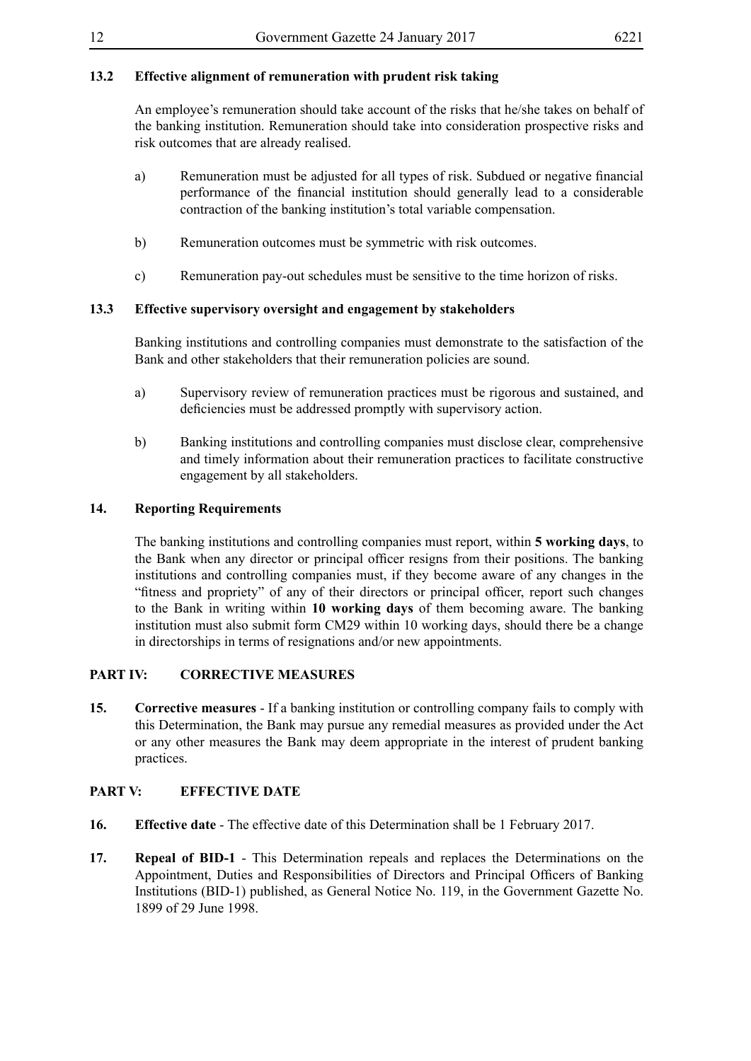### 13.2 Effective alignment of remuneration with prudent risk taking

An employee's remuneration should take account of the risks that he/she takes on behalf of the banking institution. Remuneration should take into consideration prospective risks and risk outcomes that are already realised.

a) Remuneration must be adjusted for all types of risk. Subdued or negative financial performance of the financial institution should generally lead to a considerable contraction of the banking institution's total variable compensation.

b) Remuneration outcomes must be symmetric with risk outcomes.

c) Remuneration pay-out schedules must be sensitive to the time horizon of risks.

### 13.3 Effective supervisory oversight and engagement by stakeholders

Banking institutions and controlling companies must demonstrate to the satisfaction of the Bank and other stakeholders that their remuneration policies are sound.

a) Supervisory review of remuneration practices must be rigorous and sustained, and deficiencies must be addressed promptly with supervisory action.

b) Banking institutions and controlling companies must disclose clear, comprehensive and timely information about their remuneration practices to facilitate constructive engagement by all stakeholders.

### 14. Reporting Requirements

The banking institutions and controlling companies must report, within **5 working days**, to the Bank when any director or principal officer resigns from their positions. The banking institutions and controlling companies must, if they become aware of any changes in the "fitness and propriety" of any of their directors or principal officer, report such changes to the Bank in writing within **10 working days** of them becoming aware. The banking institution must also submit form CM29 within 10 working days, should there be a change in directorships in terms of resignations and/or new appointments.

## PART IV: CORRECTIVE MEASURES

**15. Corrective measures** - If a banking institution or controlling company fails to comply with this Determination, the Bank may pursue any remedial measures as provided under the Act or any other measures the Bank may deem appropriate in the interest of prudent banking practices.

## PART V: EFFECTIVE DATE

**16. Effective date** - The effective date of this Determination shall be 1 February 2017.

**17. Repeal of BID-1** - This Determination repeals and replaces the Determinations on the Appointment, Duties and Responsibilities of Directors and Principal Officers of Banking Institutions (BID-1) published, as General Notice No. 119, in the Government Gazette No. 1899 of 29 June 1998.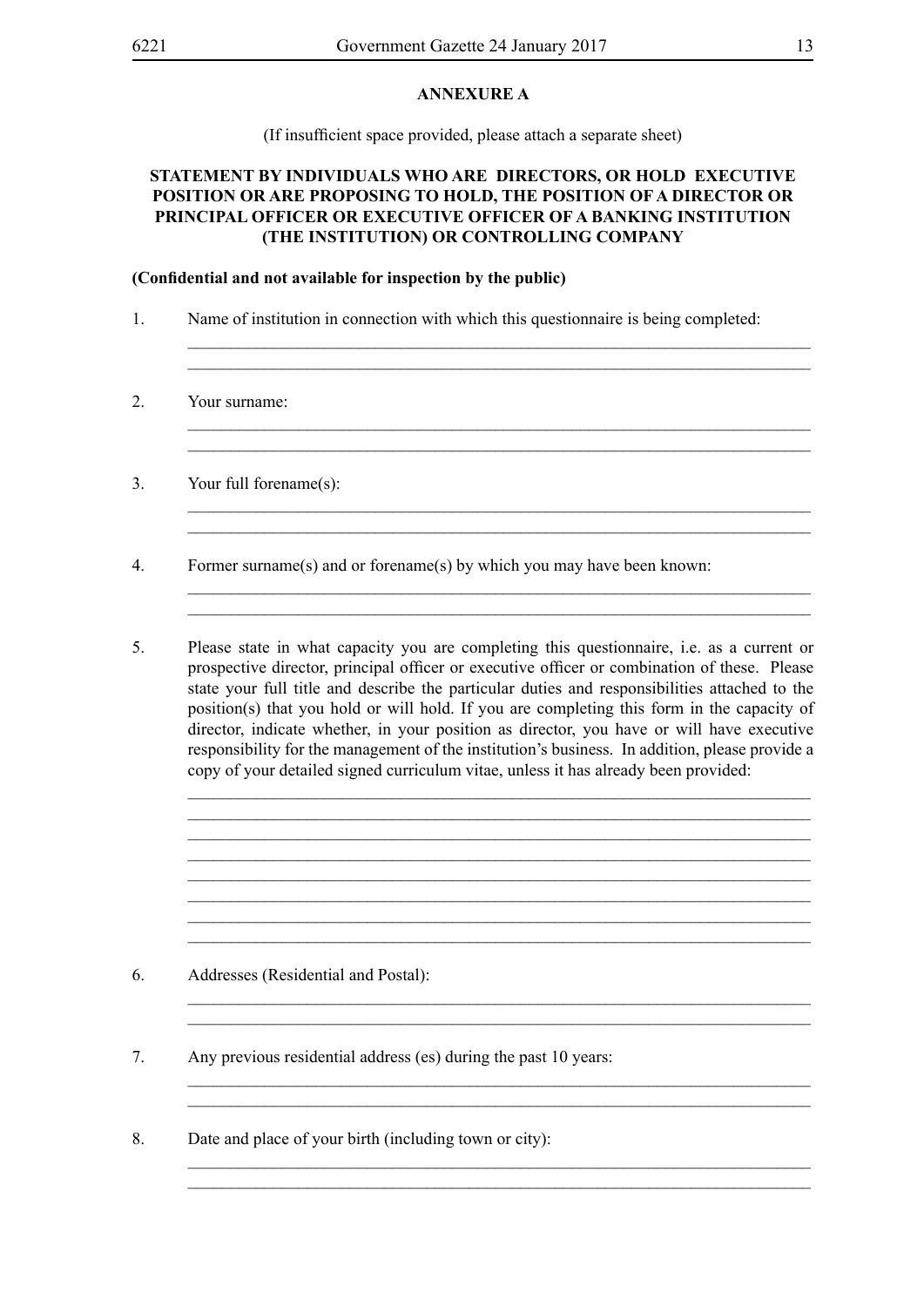## ANNEXURE A

(If insufficient space provided, please attach a separate sheet)

**STATEMENT BY INDIVIDUALS WHO ARE DIRECTORS, OR HOLD EXECUTIVE POSITION OR ARE PROPOSING TO HOLD, THE POSITION OF A DIRECTOR OR PRINCIPAL OFFICER OR EXECUTIVE OFFICER OF A BANKING INSTITUTION (THE INSTITUTION) OR CONTROLLING COMPANY**

**(Confidential and not available for inspection by the public)**

1. Name of institution in connection with which this questionnaire is being completed:

   ___________________________________________________________________________
   ___________________________________________________________________________

2. Your surname:

   ___________________________________________________________________________
   ___________________________________________________________________________

3. Your full forename(s):

   ___________________________________________________________________________
   ___________________________________________________________________________

4. Former surname(s) and or forename(s) by which you may have been known:

   ___________________________________________________________________________
   ___________________________________________________________________________

5. Please state in what capacity you are completing this questionnaire, i.e. as a current or prospective director, principal officer or executive officer or combination of these. Please state your full title and describe the particular duties and responsibilities attached to the position(s) that you hold or will hold. If you are completing this form in the capacity of director, indicate whether, in your position as director, you have or will have executive responsibility for the management of the institution's business. In addition, please provide a copy of your detailed signed curriculum vitae, unless it has already been provided:

   ___________________________________________________________________________
   ___________________________________________________________________________
   ___________________________________________________________________________
   ___________________________________________________________________________
   ___________________________________________________________________________
   ___________________________________________________________________________
   ___________________________________________________________________________
   ___________________________________________________________________________

6. Addresses (Residential and Postal):

   ___________________________________________________________________________
   ___________________________________________________________________________

7. Any previous residential address (es) during the past 10 years:

   ___________________________________________________________________________
   ___________________________________________________________________________

8. Date and place of your birth (including town or city):

   ___________________________________________________________________________
   ___________________________________________________________________________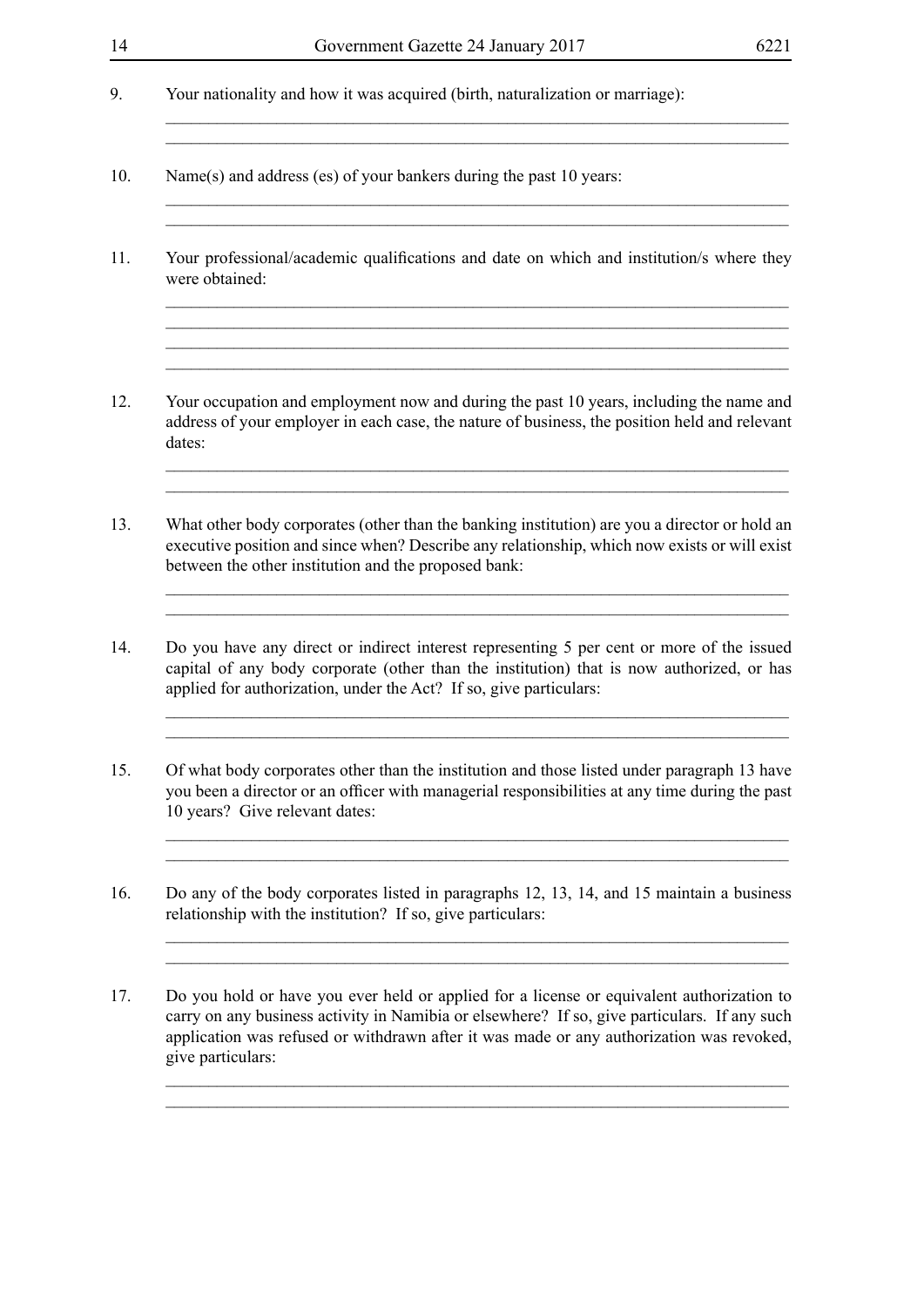9. Your nationality and how it was acquired (birth, naturalization or marriage):

\_\_\_\_\_\_\_\_\_\_\_\_\_\_\_\_\_\_\_\_\_\_\_\_\_\_\_\_\_\_\_\_\_\_\_\_\_\_\_\_\_\_\_\_\_\_\_\_\_\_\_\_\_\_\_\_\_\_\_\_\_\_\_\_\_\_\_\_\_\_\_\_\_\_\_\_

\_\_\_\_\_\_\_\_\_\_\_\_\_\_\_\_\_\_\_\_\_\_\_\_\_\_\_\_\_\_\_\_\_\_\_\_\_\_\_\_\_\_\_\_\_\_\_\_\_\_\_\_\_\_\_\_\_\_\_\_\_\_\_\_\_\_\_\_\_\_\_\_\_\_\_\_

10. Name(s) and address (es) of your bankers during the past 10 years:

\_\_\_\_\_\_\_\_\_\_\_\_\_\_\_\_\_\_\_\_\_\_\_\_\_\_\_\_\_\_\_\_\_\_\_\_\_\_\_\_\_\_\_\_\_\_\_\_\_\_\_\_\_\_\_\_\_\_\_\_\_\_\_\_\_\_\_\_\_\_\_\_\_\_\_\_

\_\_\_\_\_\_\_\_\_\_\_\_\_\_\_\_\_\_\_\_\_\_\_\_\_\_\_\_\_\_\_\_\_\_\_\_\_\_\_\_\_\_\_\_\_\_\_\_\_\_\_\_\_\_\_\_\_\_\_\_\_\_\_\_\_\_\_\_\_\_\_\_\_\_\_\_

11. Your professional/academic qualifications and date on which and institution/s where they were obtained:

\_\_\_\_\_\_\_\_\_\_\_\_\_\_\_\_\_\_\_\_\_\_\_\_\_\_\_\_\_\_\_\_\_\_\_\_\_\_\_\_\_\_\_\_\_\_\_\_\_\_\_\_\_\_\_\_\_\_\_\_\_\_\_\_\_\_\_\_\_\_\_\_\_\_\_\_

\_\_\_\_\_\_\_\_\_\_\_\_\_\_\_\_\_\_\_\_\_\_\_\_\_\_\_\_\_\_\_\_\_\_\_\_\_\_\_\_\_\_\_\_\_\_\_\_\_\_\_\_\_\_\_\_\_\_\_\_\_\_\_\_\_\_\_\_\_\_\_\_\_\_\_\_

\_\_\_\_\_\_\_\_\_\_\_\_\_\_\_\_\_\_\_\_\_\_\_\_\_\_\_\_\_\_\_\_\_\_\_\_\_\_\_\_\_\_\_\_\_\_\_\_\_\_\_\_\_\_\_\_\_\_\_\_\_\_\_\_\_\_\_\_\_\_\_\_\_\_\_\_

\_\_\_\_\_\_\_\_\_\_\_\_\_\_\_\_\_\_\_\_\_\_\_\_\_\_\_\_\_\_\_\_\_\_\_\_\_\_\_\_\_\_\_\_\_\_\_\_\_\_\_\_\_\_\_\_\_\_\_\_\_\_\_\_\_\_\_\_\_\_\_\_\_\_\_\_

12. Your occupation and employment now and during the past 10 years, including the name and address of your employer in each case, the nature of business, the position held and relevant dates:

\_\_\_\_\_\_\_\_\_\_\_\_\_\_\_\_\_\_\_\_\_\_\_\_\_\_\_\_\_\_\_\_\_\_\_\_\_\_\_\_\_\_\_\_\_\_\_\_\_\_\_\_\_\_\_\_\_\_\_\_\_\_\_\_\_\_\_\_\_\_\_\_\_\_\_\_

\_\_\_\_\_\_\_\_\_\_\_\_\_\_\_\_\_\_\_\_\_\_\_\_\_\_\_\_\_\_\_\_\_\_\_\_\_\_\_\_\_\_\_\_\_\_\_\_\_\_\_\_\_\_\_\_\_\_\_\_\_\_\_\_\_\_\_\_\_\_\_\_\_\_\_\_

13. What other body corporates (other than the banking institution) are you a director or hold an executive position and since when? Describe any relationship, which now exists or will exist between the other institution and the proposed bank:

\_\_\_\_\_\_\_\_\_\_\_\_\_\_\_\_\_\_\_\_\_\_\_\_\_\_\_\_\_\_\_\_\_\_\_\_\_\_\_\_\_\_\_\_\_\_\_\_\_\_\_\_\_\_\_\_\_\_\_\_\_\_\_\_\_\_\_\_\_\_\_\_\_\_\_\_

\_\_\_\_\_\_\_\_\_\_\_\_\_\_\_\_\_\_\_\_\_\_\_\_\_\_\_\_\_\_\_\_\_\_\_\_\_\_\_\_\_\_\_\_\_\_\_\_\_\_\_\_\_\_\_\_\_\_\_\_\_\_\_\_\_\_\_\_\_\_\_\_\_\_\_\_

14. Do you have any direct or indirect interest representing 5 per cent or more of the issued capital of any body corporate (other than the institution) that is now authorized, or has applied for authorization, under the Act? If so, give particulars:

\_\_\_\_\_\_\_\_\_\_\_\_\_\_\_\_\_\_\_\_\_\_\_\_\_\_\_\_\_\_\_\_\_\_\_\_\_\_\_\_\_\_\_\_\_\_\_\_\_\_\_\_\_\_\_\_\_\_\_\_\_\_\_\_\_\_\_\_\_\_\_\_\_\_\_\_

\_\_\_\_\_\_\_\_\_\_\_\_\_\_\_\_\_\_\_\_\_\_\_\_\_\_\_\_\_\_\_\_\_\_\_\_\_\_\_\_\_\_\_\_\_\_\_\_\_\_\_\_\_\_\_\_\_\_\_\_\_\_\_\_\_\_\_\_\_\_\_\_\_\_\_\_

15. Of what body corporates other than the institution and those listed under paragraph 13 have you been a director or an officer with managerial responsibilities at any time during the past 10 years? Give relevant dates:

\_\_\_\_\_\_\_\_\_\_\_\_\_\_\_\_\_\_\_\_\_\_\_\_\_\_\_\_\_\_\_\_\_\_\_\_\_\_\_\_\_\_\_\_\_\_\_\_\_\_\_\_\_\_\_\_\_\_\_\_\_\_\_\_\_\_\_\_\_\_\_\_\_\_\_\_

\_\_\_\_\_\_\_\_\_\_\_\_\_\_\_\_\_\_\_\_\_\_\_\_\_\_\_\_\_\_\_\_\_\_\_\_\_\_\_\_\_\_\_\_\_\_\_\_\_\_\_\_\_\_\_\_\_\_\_\_\_\_\_\_\_\_\_\_\_\_\_\_\_\_\_\_

16. Do any of the body corporates listed in paragraphs 12, 13, 14, and 15 maintain a business relationship with the institution? If so, give particulars:

\_\_\_\_\_\_\_\_\_\_\_\_\_\_\_\_\_\_\_\_\_\_\_\_\_\_\_\_\_\_\_\_\_\_\_\_\_\_\_\_\_\_\_\_\_\_\_\_\_\_\_\_\_\_\_\_\_\_\_\_\_\_\_\_\_\_\_\_\_\_\_\_\_\_\_\_

\_\_\_\_\_\_\_\_\_\_\_\_\_\_\_\_\_\_\_\_\_\_\_\_\_\_\_\_\_\_\_\_\_\_\_\_\_\_\_\_\_\_\_\_\_\_\_\_\_\_\_\_\_\_\_\_\_\_\_\_\_\_\_\_\_\_\_\_\_\_\_\_\_\_\_\_

17. Do you hold or have you ever held or applied for a license or equivalent authorization to carry on any business activity in Namibia or elsewhere? If so, give particulars. If any such application was refused or withdrawn after it was made or any authorization was revoked, give particulars:

\_\_\_\_\_\_\_\_\_\_\_\_\_\_\_\_\_\_\_\_\_\_\_\_\_\_\_\_\_\_\_\_\_\_\_\_\_\_\_\_\_\_\_\_\_\_\_\_\_\_\_\_\_\_\_\_\_\_\_\_\_\_\_\_\_\_\_\_\_\_\_\_\_\_\_\_

\_\_\_\_\_\_\_\_\_\_\_\_\_\_\_\_\_\_\_\_\_\_\_\_\_\_\_\_\_\_\_\_\_\_\_\_\_\_\_\_\_\_\_\_\_\_\_\_\_\_\_\_\_\_\_\_\_\_\_\_\_\_\_\_\_\_\_\_\_\_\_\_\_\_\_\_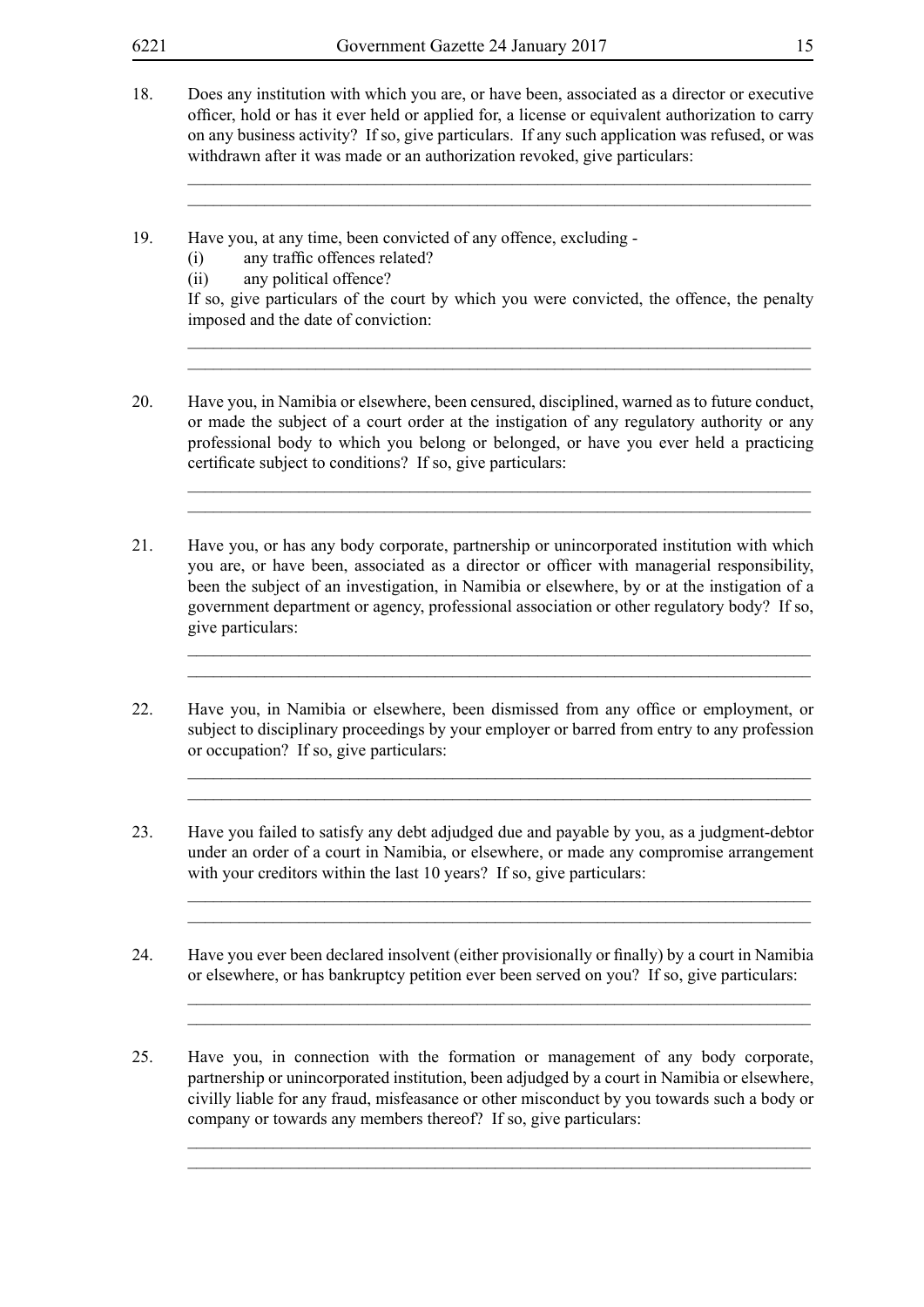18. Does any institution with which you are, or have been, associated as a director or executive officer, hold or has it ever held or applied for, a license or equivalent authorization to carry on any business activity? If so, give particulars. If any such application was refused, or was withdrawn after it was made or an authorization revoked, give particulars:

    ___________________________________________________________________________
    ___________________________________________________________________________

19. Have you, at any time, been convicted of any offence, excluding -
    (i) any traffic offences related?
    (ii) any political offence?

    If so, give particulars of the court by which you were convicted, the offence, the penalty imposed and the date of conviction:

    ___________________________________________________________________________
    ___________________________________________________________________________

20. Have you, in Namibia or elsewhere, been censured, disciplined, warned as to future conduct, or made the subject of a court order at the instigation of any regulatory authority or any professional body to which you belong or belonged, or have you ever held a practicing certificate subject to conditions? If so, give particulars:

    ___________________________________________________________________________
    ___________________________________________________________________________

21. Have you, or has any body corporate, partnership or unincorporated institution with which you are, or have been, associated as a director or officer with managerial responsibility, been the subject of an investigation, in Namibia or elsewhere, by or at the instigation of a government department or agency, professional association or other regulatory body? If so, give particulars:

    ___________________________________________________________________________
    ___________________________________________________________________________

22. Have you, in Namibia or elsewhere, been dismissed from any office or employment, or subject to disciplinary proceedings by your employer or barred from entry to any profession or occupation? If so, give particulars:

    ___________________________________________________________________________
    ___________________________________________________________________________

23. Have you failed to satisfy any debt adjudged due and payable by you, as a judgment-debtor under an order of a court in Namibia, or elsewhere, or made any compromise arrangement with your creditors within the last 10 years? If so, give particulars:

    ___________________________________________________________________________
    ___________________________________________________________________________

24. Have you ever been declared insolvent (either provisionally or finally) by a court in Namibia or elsewhere, or has bankruptcy petition ever been served on you? If so, give particulars:

    ___________________________________________________________________________
    ___________________________________________________________________________

25. Have you, in connection with the formation or management of any body corporate, partnership or unincorporated institution, been adjudged by a court in Namibia or elsewhere, civilly liable for any fraud, misfeasance or other misconduct by you towards such a body or company or towards any members thereof? If so, give particulars:

    ___________________________________________________________________________
    ___________________________________________________________________________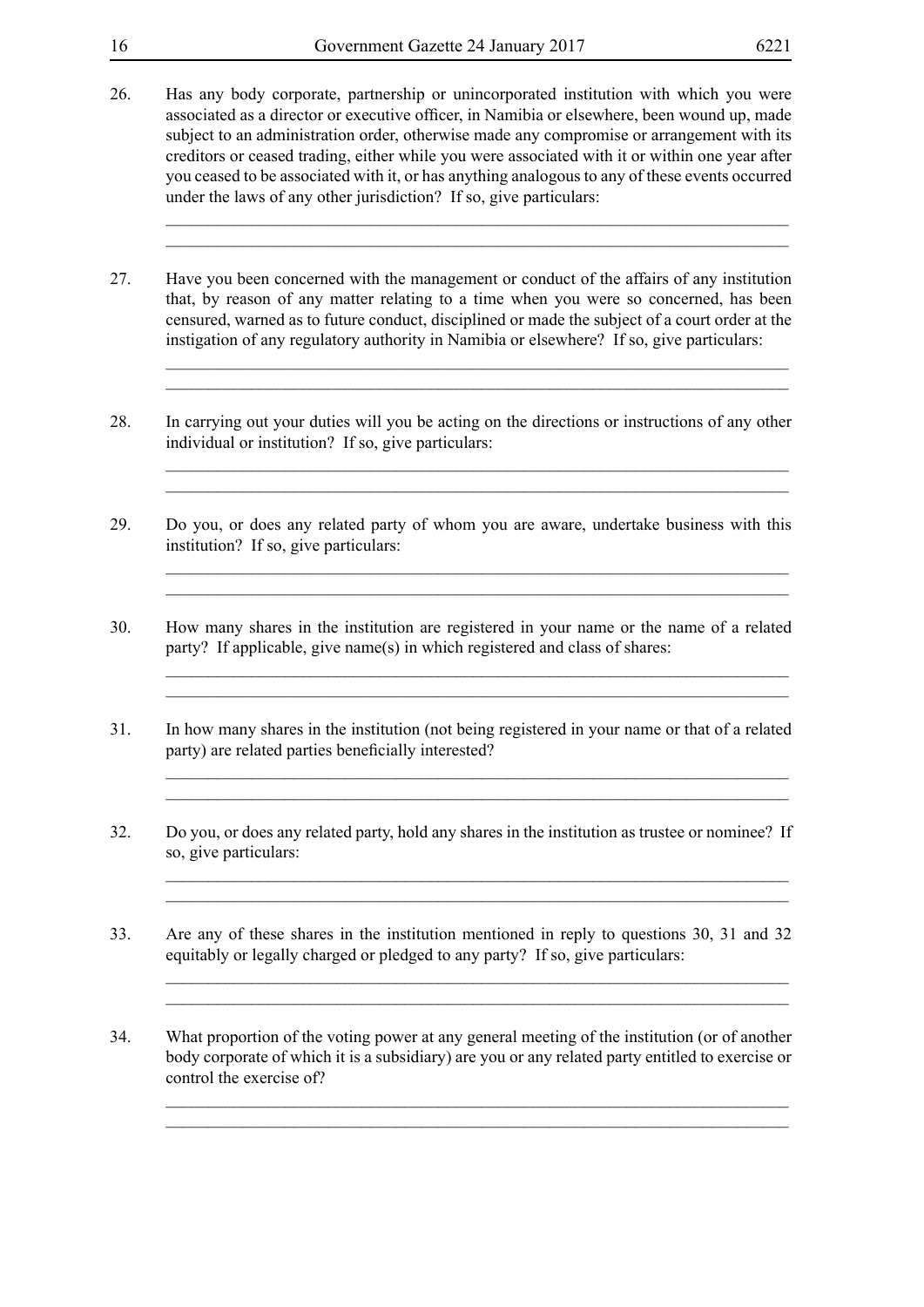26. Has any body corporate, partnership or unincorporated institution with which you were associated as a director or executive officer, in Namibia or elsewhere, been wound up, made subject to an administration order, otherwise made any compromise or arrangement with its creditors or ceased trading, either while you were associated with it or within one year after you ceased to be associated with it, or has anything analogous to any of these events occurred under the laws of any other jurisdiction? If so, give particulars:

____________________________________________________________________________
____________________________________________________________________________

27. Have you been concerned with the management or conduct of the affairs of any institution that, by reason of any matter relating to a time when you were so concerned, has been censured, warned as to future conduct, disciplined or made the subject of a court order at the instigation of any regulatory authority in Namibia or elsewhere? If so, give particulars:

____________________________________________________________________________
____________________________________________________________________________

28. In carrying out your duties will you be acting on the directions or instructions of any other individual or institution? If so, give particulars:

____________________________________________________________________________
____________________________________________________________________________

29. Do you, or does any related party of whom you are aware, undertake business with this institution? If so, give particulars:

____________________________________________________________________________
____________________________________________________________________________

30. How many shares in the institution are registered in your name or the name of a related party? If applicable, give name(s) in which registered and class of shares:

____________________________________________________________________________
____________________________________________________________________________

31. In how many shares in the institution (not being registered in your name or that of a related party) are related parties beneficially interested?

____________________________________________________________________________
____________________________________________________________________________

32. Do you, or does any related party, hold any shares in the institution as trustee or nominee? If so, give particulars:

____________________________________________________________________________
____________________________________________________________________________

33. Are any of these shares in the institution mentioned in reply to questions 30, 31 and 32 equitably or legally charged or pledged to any party? If so, give particulars:

____________________________________________________________________________
____________________________________________________________________________

34. What proportion of the voting power at any general meeting of the institution (or of another body corporate of which it is a subsidiary) are you or any related party entitled to exercise or control the exercise of?

____________________________________________________________________________
____________________________________________________________________________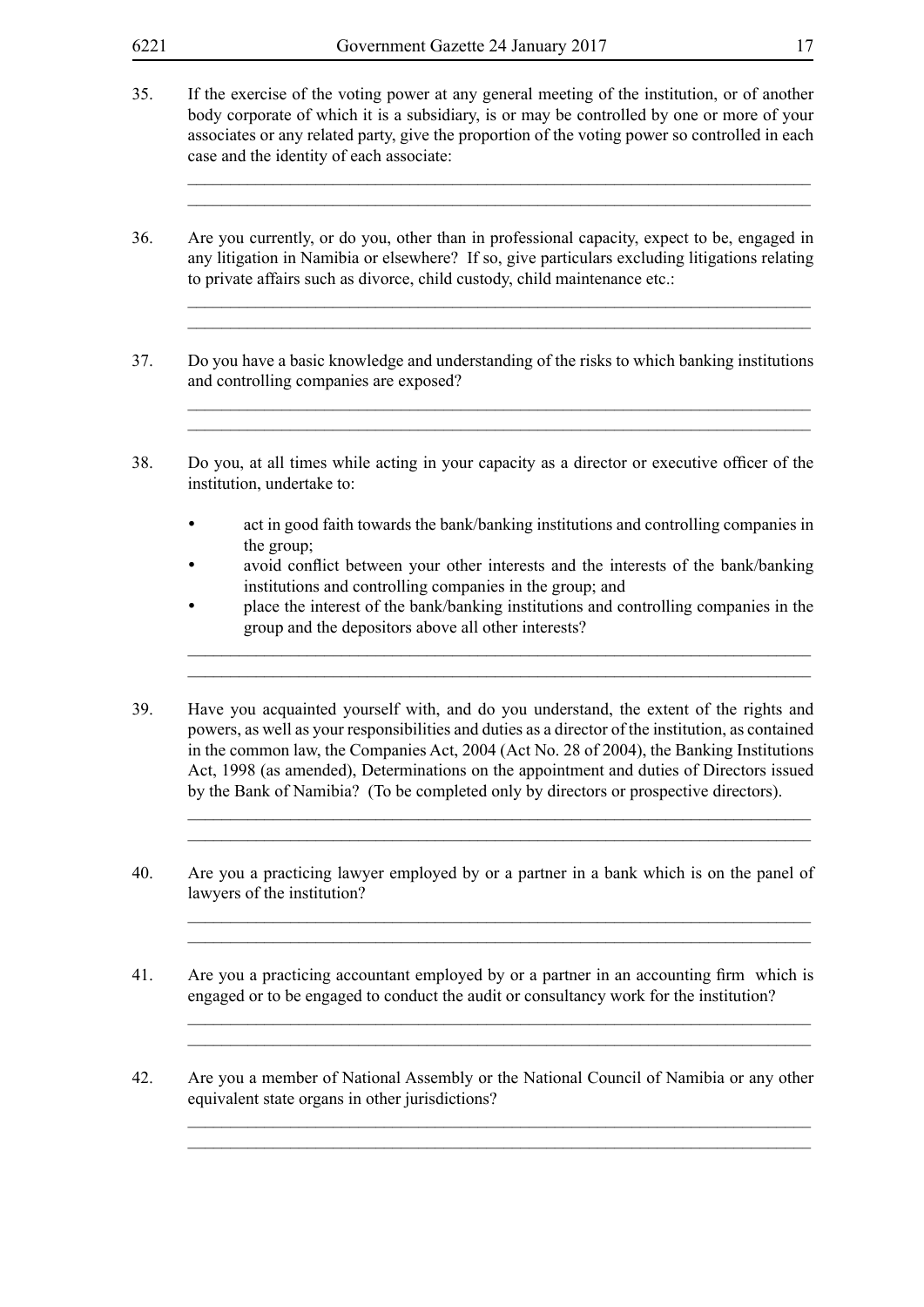35. If the exercise of the voting power at any general meeting of the institution, or of another body corporate of which it is a subsidiary, is or may be controlled by one or more of your associates or any related party, give the proportion of the voting power so controlled in each case and the identity of each associate:

____________________________________________________________________________

____________________________________________________________________________

36. Are you currently, or do you, other than in professional capacity, expect to be, engaged in any litigation in Namibia or elsewhere? If so, give particulars excluding litigations relating to private affairs such as divorce, child custody, child maintenance etc.:

____________________________________________________________________________

____________________________________________________________________________

37. Do you have a basic knowledge and understanding of the risks to which banking institutions and controlling companies are exposed?

____________________________________________________________________________

____________________________________________________________________________

38. Do you, at all times while acting in your capacity as a director or executive officer of the institution, undertake to:

- act in good faith towards the bank/banking institutions and controlling companies in the group;
- avoid conflict between your other interests and the interests of the bank/banking institutions and controlling companies in the group; and
- place the interest of the bank/banking institutions and controlling companies in the group and the depositors above all other interests?

____________________________________________________________________________

____________________________________________________________________________

39. Have you acquainted yourself with, and do you understand, the extent of the rights and powers, as well as your responsibilities and duties as a director of the institution, as contained in the common law, the Companies Act, 2004 (Act No. 28 of 2004), the Banking Institutions Act, 1998 (as amended), Determinations on the appointment and duties of Directors issued by the Bank of Namibia? (To be completed only by directors or prospective directors).

____________________________________________________________________________

____________________________________________________________________________

40. Are you a practicing lawyer employed by or a partner in a bank which is on the panel of lawyers of the institution?

____________________________________________________________________________

____________________________________________________________________________

41. Are you a practicing accountant employed by or a partner in an accounting firm which is engaged or to be engaged to conduct the audit or consultancy work for the institution?

____________________________________________________________________________

____________________________________________________________________________

42. Are you a member of National Assembly or the National Council of Namibia or any other equivalent state organs in other jurisdictions?

____________________________________________________________________________

____________________________________________________________________________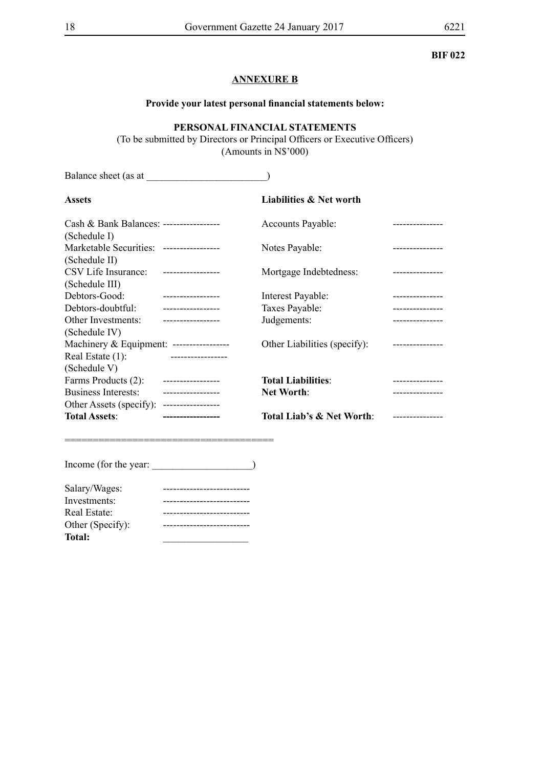**BIF 022**

## ANNEXURE B

**Provide your latest personal financial statements below:**

**PERSONAL FINANCIAL STATEMENTS**

(To be submitted by Directors or Principal Officers or Executive Officers)
(Amounts in N$'000)

Balance sheet (as at ________________________)

| **Assets** | | **Liabilities & Net worth** | |
|---|---|---|---|
| Cash & Bank Balances: (Schedule I) | ----------------- | Accounts Payable: | --------------- |
| Marketable Securities: (Schedule II) | ----------------- | Notes Payable: | --------------- |
| CSV Life Insurance: (Schedule III) | ----------------- | Mortgage Indebtedness: | --------------- |
| Debtors-Good: | ----------------- | Interest Payable: | --------------- |
| Debtors-doubtful: | ----------------- | Taxes Payable: | --------------- |
| Other Investments: (Schedule IV) | ----------------- | Judgements: | --------------- |
| Machinery & Equipment: | ----------------- | Other Liabilities (specify): | --------------- |
| Real Estate (1): (Schedule V) | ----------------- | | |
| Farms Products (2): | ----------------- | **Total Liabilities**: | --------------- |
| Business Interests: | ----------------- | **Net Worth**: | --------------- |
| Other Assets (specify): | ----------------- | | |
| **Total Assets**: | **-----------------** | **Total Liab's & Net Worth**: | --------------- |

========================================

Income (for the year: ____________________)

| | |
|---|---|
| Salary/Wages: | -------------------------- |
| Investments: | -------------------------- |
| Real Estate: | -------------------------- |
| Other (Specify): | -------------------------- |
| **Total:** | _________________ |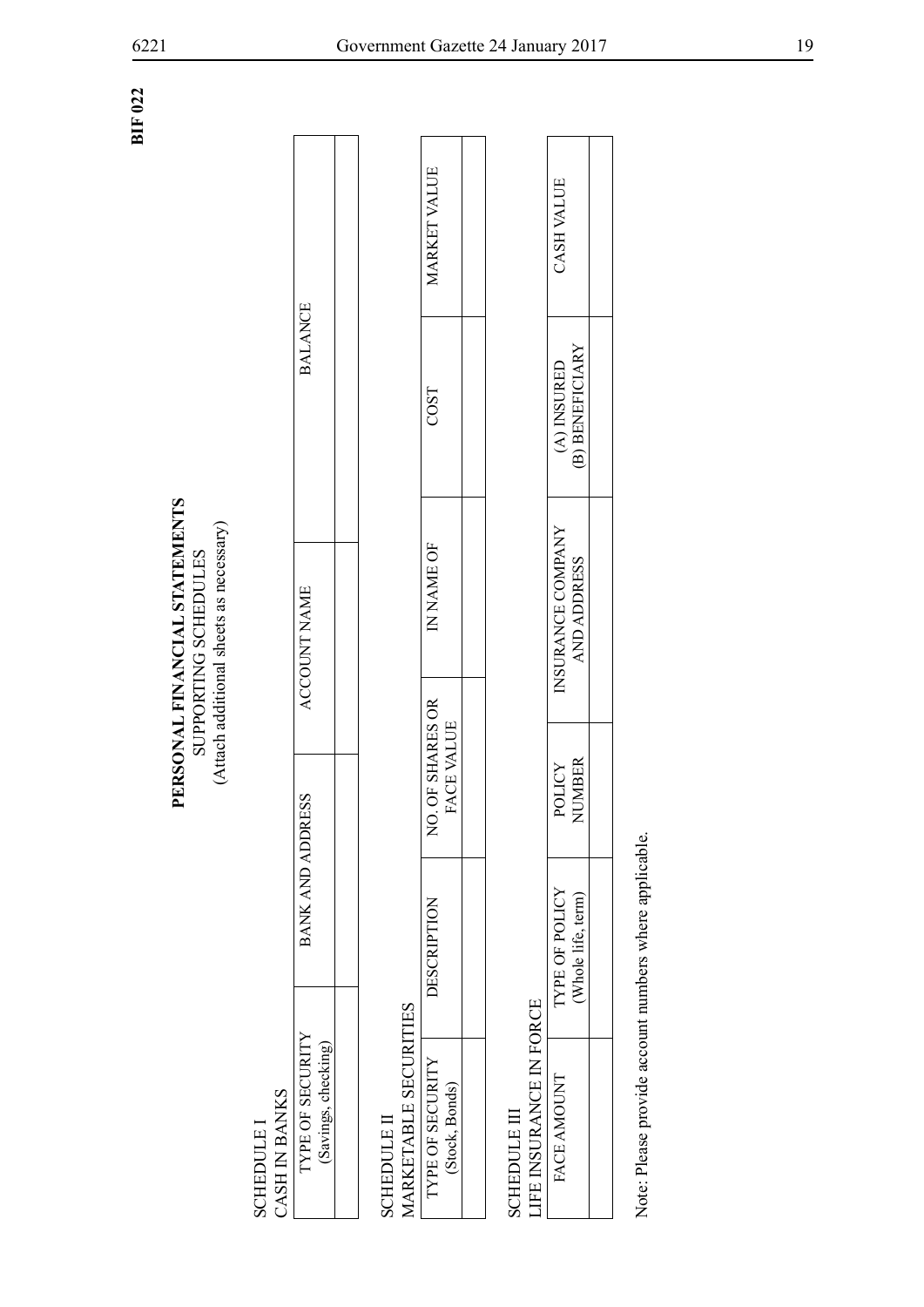**BIF 022**

# PERSONAL FINANCIAL STATEMENTS

SUPPORTING SCHEDULES

(Attach additional sheets as necessary)

SCHEDULE I

CASH IN BANKS

| TYPE OF SECURITY (Savings, checking) | BANK AND ADDRESS | ACCOUNT NAME | BALANCE |
|---|---|---|---|
| | | | |

SCHEDULE II

MARKETABLE SECURITIES

| TYPE OF SECURITY (Stock, Bonds) | DESCRIPTION | NO. OF SHARES OR FACE VALUE | IN NAME OF | COST | MARKET VALUE |
|---|---|---|---|---|---|
| | | | | | |

SCHEDULE III

LIFE INSURANCE IN FORCE

| FACE AMOUNT | TYPE OF POLICY (Whole life, term) | POLICY NUMBER | INSURANCE COMPANY AND ADDRESS | (A) INSURED (B) BENEFICIARY | CASH VALUE |
|---|---|---|---|---|---|
| | | | | | |

Note: Please provide account numbers where applicable.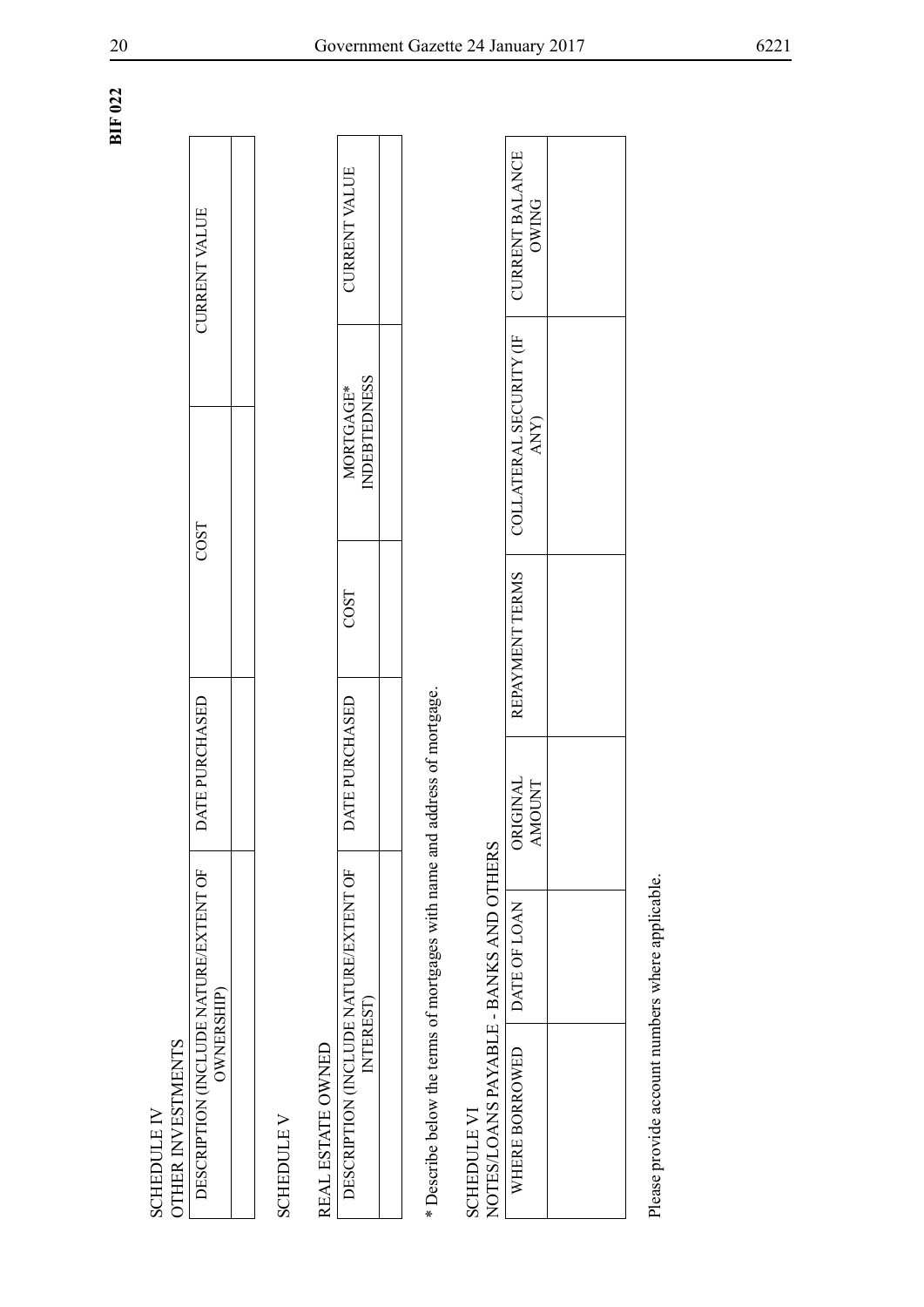**BIF 022**

SCHEDULE IV
OTHER INVESTMENTS

| DESCRIPTION (INCLUDE NATURE/EXTENT OF OWNERSHIP) | DATE PURCHASED | COST | CURRENT VALUE |
|---|---|---|---|
| | | | |

SCHEDULE V

REAL ESTATE OWNED

| DESCRIPTION (INCLUDE NATURE/EXTENT OF INTEREST) | DATE PURCHASED | COST | MORTGAGE* INDEBTEDNESS | CURRENT VALUE |
|---|---|---|---|---|
| | | | | |

* Describe below the terms of mortgages with name and address of mortgage.

SCHEDULE VI
NOTES/LOANS PAYABLE - BANKS AND OTHERS

| WHERE BORROWED | DATE OF LOAN | ORIGINAL AMOUNT | REPAYMENT TERMS | COLLATERAL SECURITY (IF ANY) | CURRENT BALANCE OWING |
|---|---|---|---|---|---|
| | | | | | |

Please provide account numbers where applicable.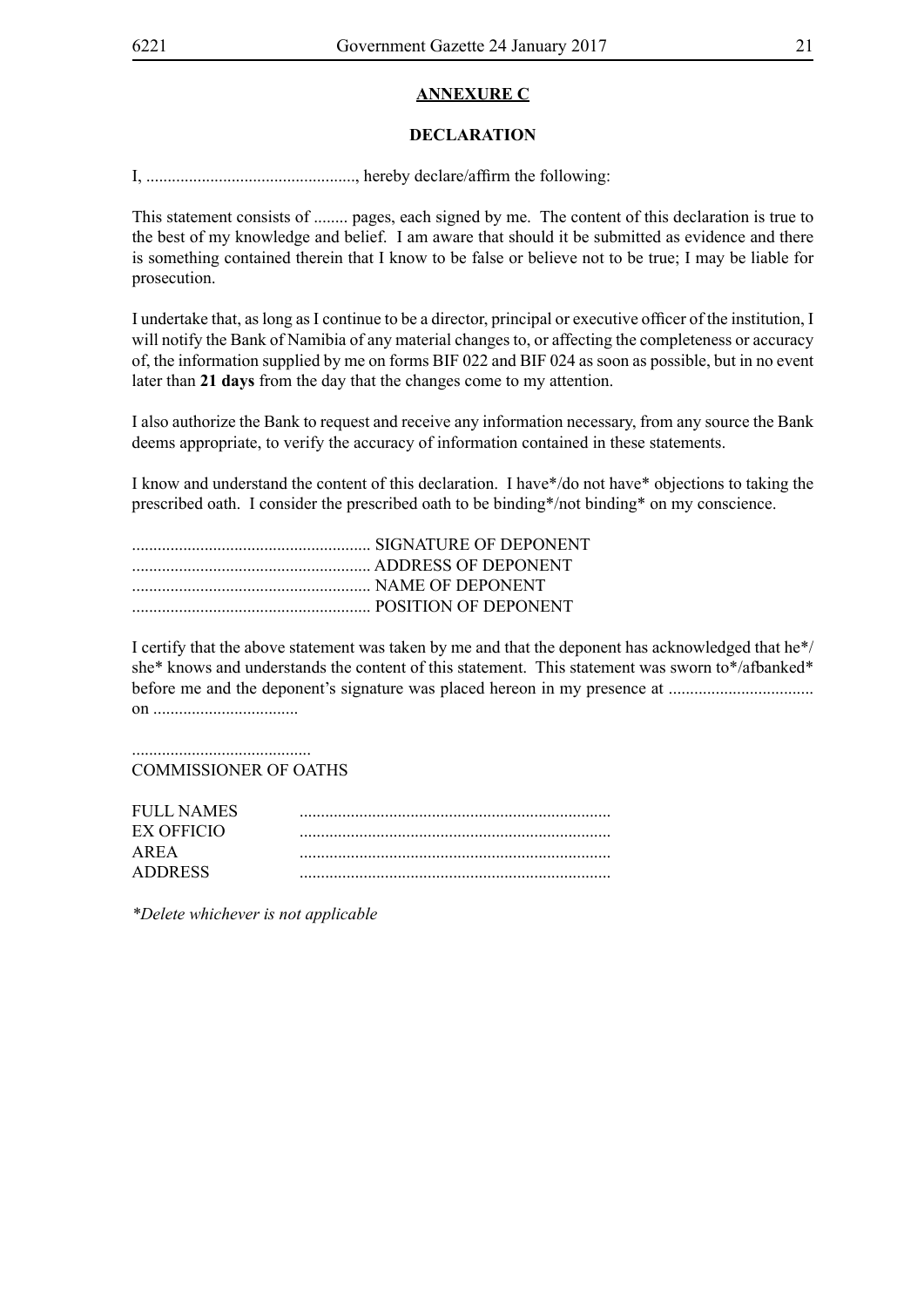**ANNEXURE C**

**DECLARATION**

I, ................................................, hereby declare/affirm the following:

This statement consists of ........ pages, each signed by me. The content of this declaration is true to the best of my knowledge and belief. I am aware that should it be submitted as evidence and there is something contained therein that I know to be false or believe not to be true; I may be liable for prosecution.

I undertake that, as long as I continue to be a director, principal or executive officer of the institution, I will notify the Bank of Namibia of any material changes to, or affecting the completeness or accuracy of, the information supplied by me on forms BIF 022 and BIF 024 as soon as possible, but in no event later than **21 days** from the day that the changes come to my attention.

I also authorize the Bank to request and receive any information necessary, from any source the Bank deems appropriate, to verify the accuracy of information contained in these statements.

I know and understand the content of this declaration. I have*/do not have* objections to taking the prescribed oath. I consider the prescribed oath to be binding*/not binding* on my conscience.

....................................................... SIGNATURE OF DEPONENT
....................................................... ADDRESS OF DEPONENT
....................................................... NAME OF DEPONENT
....................................................... POSITION OF DEPONENT

I certify that the above statement was taken by me and that the deponent has acknowledged that he*/she* knows and understands the content of this statement. This statement was sworn to*/afbanked* before me and the deponent's signature was placed hereon in my presence at ................................. on .................................

..........................................
COMMISSIONER OF OATHS

FULL NAMES ........................................................................
EX OFFICIO ........................................................................
AREA ........................................................................
ADDRESS ........................................................................

*\*Delete whichever is not applicable*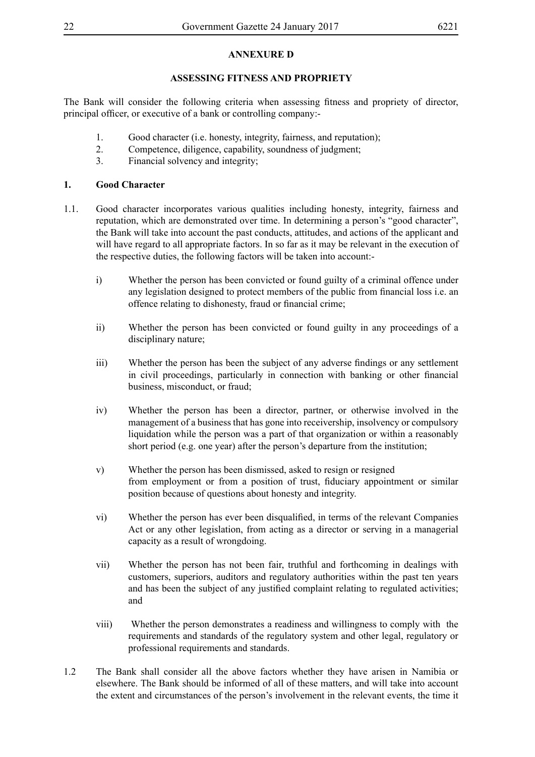## ANNEXURE D

## ASSESSING FITNESS AND PROPRIETY

The Bank will consider the following criteria when assessing fitness and propriety of director, principal officer, or executive of a bank or controlling company:-

1. Good character (i.e. honesty, integrity, fairness, and reputation);
2. Competence, diligence, capability, soundness of judgment;
3. Financial solvency and integrity;

### 1. Good Character

1.1. Good character incorporates various qualities including honesty, integrity, fairness and reputation, which are demonstrated over time. In determining a person's "good character", the Bank will take into account the past conducts, attitudes, and actions of the applicant and will have regard to all appropriate factors. In so far as it may be relevant in the execution of the respective duties, the following factors will be taken into account:-

i) Whether the person has been convicted or found guilty of a criminal offence under any legislation designed to protect members of the public from financial loss i.e. an offence relating to dishonesty, fraud or financial crime;

ii) Whether the person has been convicted or found guilty in any proceedings of a disciplinary nature;

iii) Whether the person has been the subject of any adverse findings or any settlement in civil proceedings, particularly in connection with banking or other financial business, misconduct, or fraud;

iv) Whether the person has been a director, partner, or otherwise involved in the management of a business that has gone into receivership, insolvency or compulsory liquidation while the person was a part of that organization or within a reasonably short period (e.g. one year) after the person's departure from the institution;

v) Whether the person has been dismissed, asked to resign or resigned from employment or from a position of trust, fiduciary appointment or similar position because of questions about honesty and integrity.

vi) Whether the person has ever been disqualified, in terms of the relevant Companies Act or any other legislation, from acting as a director or serving in a managerial capacity as a result of wrongdoing.

vii) Whether the person has not been fair, truthful and forthcoming in dealings with customers, superiors, auditors and regulatory authorities within the past ten years and has been the subject of any justified complaint relating to regulated activities; and

viii) Whether the person demonstrates a readiness and willingness to comply with the requirements and standards of the regulatory system and other legal, regulatory or professional requirements and standards.

1.2 The Bank shall consider all the above factors whether they have arisen in Namibia or elsewhere. The Bank should be informed of all of these matters, and will take into account the extent and circumstances of the person's involvement in the relevant events, the time it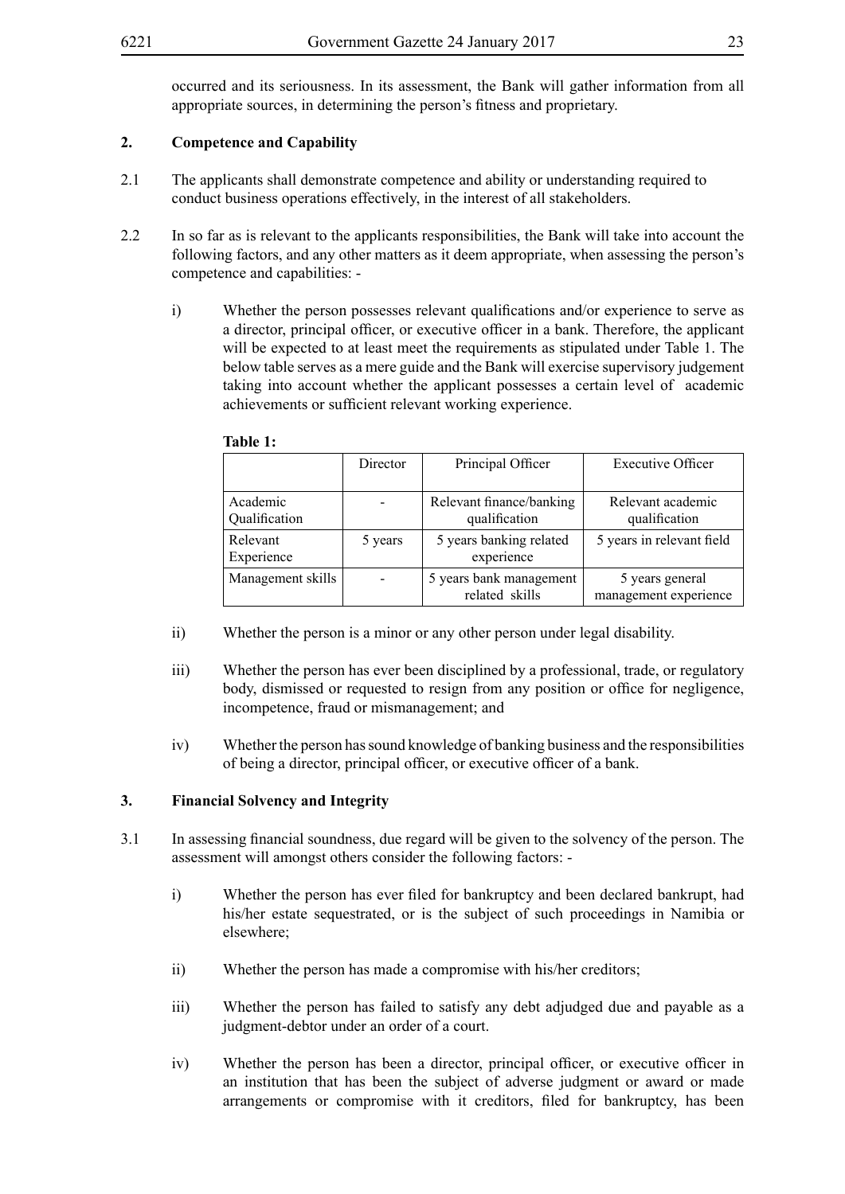occurred and its seriousness. In its assessment, the Bank will gather information from all appropriate sources, in determining the person's fitness and proprietary.

## 2. Competence and Capability

2.1 The applicants shall demonstrate competence and ability or understanding required to conduct business operations effectively, in the interest of all stakeholders.

2.2 In so far as is relevant to the applicants responsibilities, the Bank will take into account the following factors, and any other matters as it deem appropriate, when assessing the person's competence and capabilities: -

i) Whether the person possesses relevant qualifications and/or experience to serve as a director, principal officer, or executive officer in a bank. Therefore, the applicant will be expected to at least meet the requirements as stipulated under Table 1. The below table serves as a mere guide and the Bank will exercise supervisory judgement taking into account whether the applicant possesses a certain level of academic achievements or sufficient relevant working experience.

**Table 1:**

| | Director | Principal Officer | Executive Officer |
|---|---|---|---|
| Academic Qualification | - | Relevant finance/banking qualification | Relevant academic qualification |
| Relevant Experience | 5 years | 5 years banking related experience | 5 years in relevant field |
| Management skills | - | 5 years bank management related skills | 5 years general management experience |

ii) Whether the person is a minor or any other person under legal disability.

iii) Whether the person has ever been disciplined by a professional, trade, or regulatory body, dismissed or requested to resign from any position or office for negligence, incompetence, fraud or mismanagement; and

iv) Whether the person has sound knowledge of banking business and the responsibilities of being a director, principal officer, or executive officer of a bank.

## 3. Financial Solvency and Integrity

3.1 In assessing financial soundness, due regard will be given to the solvency of the person. The assessment will amongst others consider the following factors: -

i) Whether the person has ever filed for bankruptcy and been declared bankrupt, had his/her estate sequestrated, or is the subject of such proceedings in Namibia or elsewhere;

ii) Whether the person has made a compromise with his/her creditors;

iii) Whether the person has failed to satisfy any debt adjudged due and payable as a judgment-debtor under an order of a court.

iv) Whether the person has been a director, principal officer, or executive officer in an institution that has been the subject of adverse judgment or award or made arrangements or compromise with it creditors, filed for bankruptcy, has been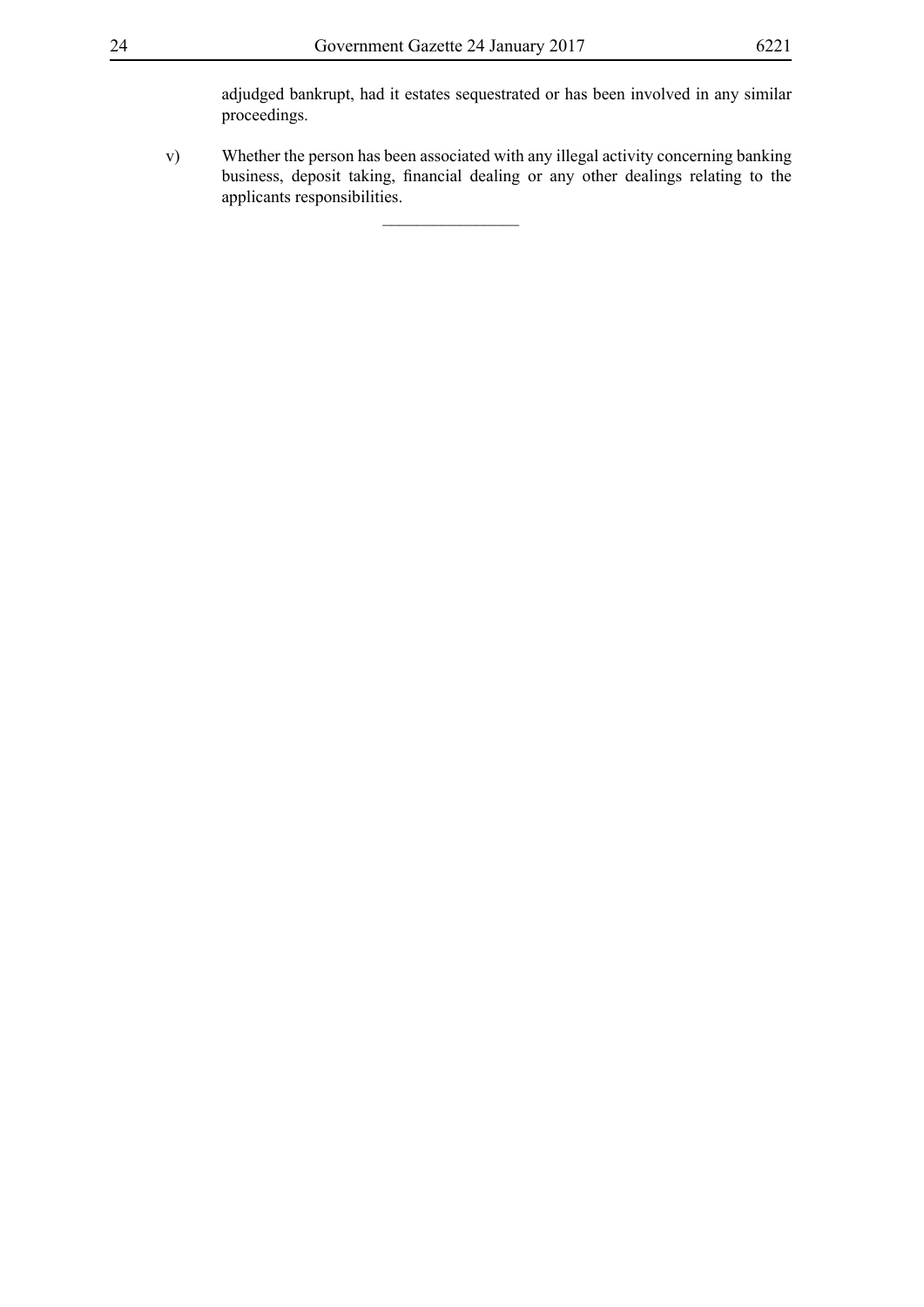adjudged bankrupt, had it estates sequestrated or has been involved in any similar proceedings.

v) Whether the person has been associated with any illegal activity concerning banking business, deposit taking, financial dealing or any other dealings relating to the applicants responsibilities.

________________